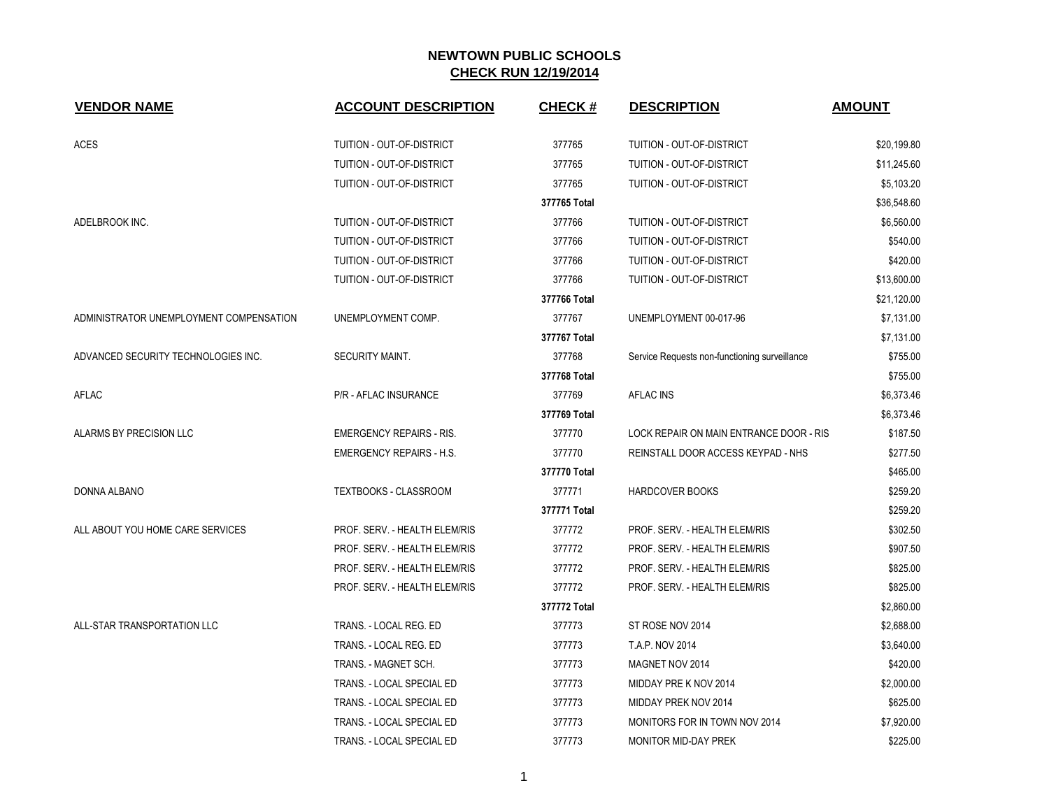# NEWTOWN PUBLIC SCHOOLS

## CHECK RUN 12/19/2014

| VENDOR NAME | ACCOUNT DESCRIPTION | CHECK # | DESCRIPTION | AMOUNT |
|---|---|---|---|---|
| ACES | TUITION - OUT-OF-DISTRICT | 377765 | TUITION - OUT-OF-DISTRICT | $20,199.80 |
| | TUITION - OUT-OF-DISTRICT | 377765 | TUITION - OUT-OF-DISTRICT | $11,245.60 |
| | TUITION - OUT-OF-DISTRICT | 377765 | TUITION - OUT-OF-DISTRICT | $5,103.20 |
| | | **377765 Total** | | $36,548.60 |
| ADELBROOK INC. | TUITION - OUT-OF-DISTRICT | 377766 | TUITION - OUT-OF-DISTRICT | $6,560.00 |
| | TUITION - OUT-OF-DISTRICT | 377766 | TUITION - OUT-OF-DISTRICT | $540.00 |
| | TUITION - OUT-OF-DISTRICT | 377766 | TUITION - OUT-OF-DISTRICT | $420.00 |
| | TUITION - OUT-OF-DISTRICT | 377766 | TUITION - OUT-OF-DISTRICT | $13,600.00 |
| | | **377766 Total** | | $21,120.00 |
| ADMINISTRATOR UNEMPLOYMENT COMPENSATION | UNEMPLOYMENT COMP. | 377767 | UNEMPLOYMENT 00-017-96 | $7,131.00 |
| | | **377767 Total** | | $7,131.00 |
| ADVANCED SECURITY TECHNOLOGIES INC. | SECURITY MAINT. | 377768 | Service Requests non-functioning surveillance | $755.00 |
| | | **377768 Total** | | $755.00 |
| AFLAC | P/R - AFLAC INSURANCE | 377769 | AFLAC INS | $6,373.46 |
| | | **377769 Total** | | $6,373.46 |
| ALARMS BY PRECISION LLC | EMERGENCY REPAIRS - RIS. | 377770 | LOCK REPAIR ON MAIN ENTRANCE DOOR - RIS | $187.50 |
| | EMERGENCY REPAIRS - H.S. | 377770 | REINSTALL DOOR ACCESS KEYPAD - NHS | $277.50 |
| | | **377770 Total** | | $465.00 |
| DONNA ALBANO | TEXTBOOKS - CLASSROOM | 377771 | HARDCOVER BOOKS | $259.20 |
| | | **377771 Total** | | $259.20 |
| ALL ABOUT YOU HOME CARE SERVICES | PROF. SERV. - HEALTH ELEM/RIS | 377772 | PROF. SERV. - HEALTH ELEM/RIS | $302.50 |
| | PROF. SERV. - HEALTH ELEM/RIS | 377772 | PROF. SERV. - HEALTH ELEM/RIS | $907.50 |
| | PROF. SERV. - HEALTH ELEM/RIS | 377772 | PROF. SERV. - HEALTH ELEM/RIS | $825.00 |
| | PROF. SERV. - HEALTH ELEM/RIS | 377772 | PROF. SERV. - HEALTH ELEM/RIS | $825.00 |
| | | **377772 Total** | | $2,860.00 |
| ALL-STAR TRANSPORTATION LLC | TRANS. - LOCAL REG. ED | 377773 | ST ROSE NOV 2014 | $2,688.00 |
| | TRANS. - LOCAL REG. ED | 377773 | T.A.P. NOV 2014 | $3,640.00 |
| | TRANS. - MAGNET SCH. | 377773 | MAGNET NOV 2014 | $420.00 |
| | TRANS. - LOCAL SPECIAL ED | 377773 | MIDDAY PRE K NOV 2014 | $2,000.00 |
| | TRANS. - LOCAL SPECIAL ED | 377773 | MIDDAY PREK NOV 2014 | $625.00 |
| | TRANS. - LOCAL SPECIAL ED | 377773 | MONITORS FOR IN TOWN NOV 2014 | $7,920.00 |
| | TRANS. - LOCAL SPECIAL ED | 377773 | MONITOR MID-DAY PREK | $225.00 |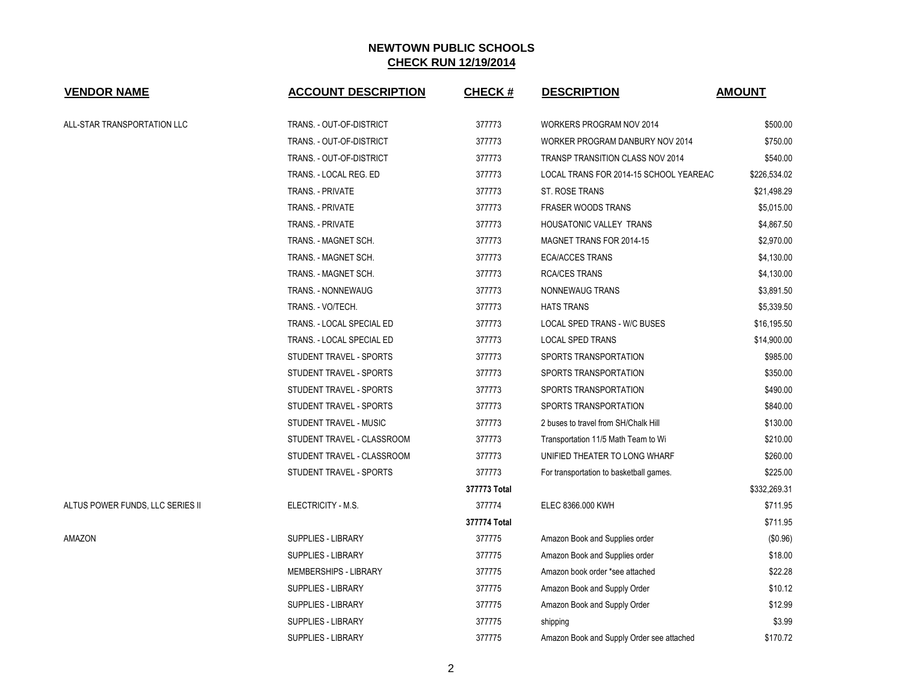## NEWTOWN PUBLIC SCHOOLS
## CHECK RUN 12/19/2014

| VENDOR NAME | ACCOUNT DESCRIPTION | CHECK # | DESCRIPTION | AMOUNT |
|---|---|---|---|---|
| ALL-STAR TRANSPORTATION LLC | TRANS. - OUT-OF-DISTRICT | 377773 | WORKERS PROGRAM NOV 2014 | $500.00 |
| | TRANS. - OUT-OF-DISTRICT | 377773 | WORKER PROGRAM DANBURY NOV 2014 | $750.00 |
| | TRANS. - OUT-OF-DISTRICT | 377773 | TRANSP TRANSITION CLASS NOV 2014 | $540.00 |
| | TRANS. - LOCAL REG. ED | 377773 | LOCAL TRANS FOR 2014-15 SCHOOL YEAREAC | $226,534.02 |
| | TRANS. - PRIVATE | 377773 | ST. ROSE TRANS | $21,498.29 |
| | TRANS. - PRIVATE | 377773 | FRASER WOODS TRANS | $5,015.00 |
| | TRANS. - PRIVATE | 377773 | HOUSATONIC VALLEY TRANS | $4,867.50 |
| | TRANS. - MAGNET SCH. | 377773 | MAGNET TRANS FOR 2014-15 | $2,970.00 |
| | TRANS. - MAGNET SCH. | 377773 | ECA/ACCES TRANS | $4,130.00 |
| | TRANS. - MAGNET SCH. | 377773 | RCA/CES TRANS | $4,130.00 |
| | TRANS. - NONNEWAUG | 377773 | NONNEWAUG TRANS | $3,891.50 |
| | TRANS. - VO/TECH. | 377773 | HATS TRANS | $5,339.50 |
| | TRANS. - LOCAL SPECIAL ED | 377773 | LOCAL SPED TRANS - W/C BUSES | $16,195.50 |
| | TRANS. - LOCAL SPECIAL ED | 377773 | LOCAL SPED TRANS | $14,900.00 |
| | STUDENT TRAVEL - SPORTS | 377773 | SPORTS TRANSPORTATION | $985.00 |
| | STUDENT TRAVEL - SPORTS | 377773 | SPORTS TRANSPORTATION | $350.00 |
| | STUDENT TRAVEL - SPORTS | 377773 | SPORTS TRANSPORTATION | $490.00 |
| | STUDENT TRAVEL - SPORTS | 377773 | SPORTS TRANSPORTATION | $840.00 |
| | STUDENT TRAVEL - MUSIC | 377773 | 2 buses to travel from SH/Chalk Hill | $130.00 |
| | STUDENT TRAVEL - CLASSROOM | 377773 | Transportation 11/5 Math Team to Wi | $210.00 |
| | STUDENT TRAVEL - CLASSROOM | 377773 | UNIFIED THEATER TO LONG WHARF | $260.00 |
| | STUDENT TRAVEL - SPORTS | 377773 | For transportation to basketball games. | $225.00 |
| | | **377773 Total** | | $332,269.31 |
| ALTUS POWER FUNDS, LLC SERIES II | ELECTRICITY - M.S. | 377774 | ELEC 8366.000 KWH | $711.95 |
| | | **377774 Total** | | $711.95 |
| AMAZON | SUPPLIES - LIBRARY | 377775 | Amazon Book and Supplies order | ($0.96) |
| | SUPPLIES - LIBRARY | 377775 | Amazon Book and Supplies order | $18.00 |
| | MEMBERSHIPS - LIBRARY | 377775 | Amazon book order *see attached | $22.28 |
| | SUPPLIES - LIBRARY | 377775 | Amazon Book and Supply Order | $10.12 |
| | SUPPLIES - LIBRARY | 377775 | Amazon Book and Supply Order | $12.99 |
| | SUPPLIES - LIBRARY | 377775 | shipping | $3.99 |
| | SUPPLIES - LIBRARY | 377775 | Amazon Book and Supply Order see attached | $170.72 |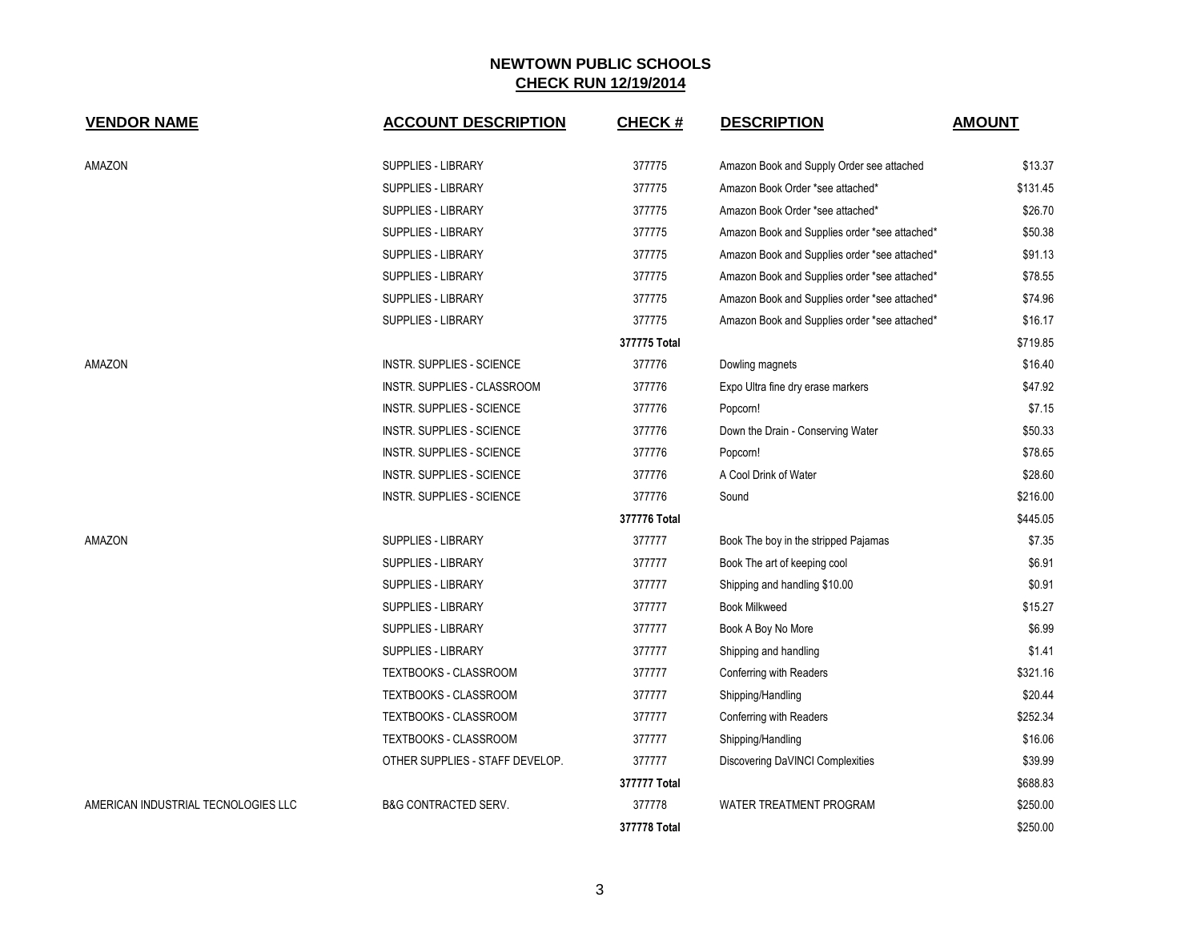# NEWTOWN PUBLIC SCHOOLS

## CHECK RUN 12/19/2014

| VENDOR NAME | ACCOUNT DESCRIPTION | CHECK # | DESCRIPTION | AMOUNT |
|---|---|---|---|---|
| AMAZON | SUPPLIES - LIBRARY | 377775 | Amazon Book and Supply Order see attached | $13.37 |
| | SUPPLIES - LIBRARY | 377775 | Amazon Book Order *see attached* | $131.45 |
| | SUPPLIES - LIBRARY | 377775 | Amazon Book Order *see attached* | $26.70 |
| | SUPPLIES - LIBRARY | 377775 | Amazon Book and Supplies order *see attached* | $50.38 |
| | SUPPLIES - LIBRARY | 377775 | Amazon Book and Supplies order *see attached* | $91.13 |
| | SUPPLIES - LIBRARY | 377775 | Amazon Book and Supplies order *see attached* | $78.55 |
| | SUPPLIES - LIBRARY | 377775 | Amazon Book and Supplies order *see attached* | $74.96 |
| | SUPPLIES - LIBRARY | 377775 | Amazon Book and Supplies order *see attached* | $16.17 |
| | | **377775 Total** | | $719.85 |
| AMAZON | INSTR. SUPPLIES - SCIENCE | 377776 | Dowling magnets | $16.40 |
| | INSTR. SUPPLIES - CLASSROOM | 377776 | Expo Ultra fine dry erase markers | $47.92 |
| | INSTR. SUPPLIES - SCIENCE | 377776 | Popcorn! | $7.15 |
| | INSTR. SUPPLIES - SCIENCE | 377776 | Down the Drain - Conserving Water | $50.33 |
| | INSTR. SUPPLIES - SCIENCE | 377776 | Popcorn! | $78.65 |
| | INSTR. SUPPLIES - SCIENCE | 377776 | A Cool Drink of Water | $28.60 |
| | INSTR. SUPPLIES - SCIENCE | 377776 | Sound | $216.00 |
| | | **377776 Total** | | $445.05 |
| AMAZON | SUPPLIES - LIBRARY | 377777 | Book The boy in the stripped Pajamas | $7.35 |
| | SUPPLIES - LIBRARY | 377777 | Book The art of keeping cool | $6.91 |
| | SUPPLIES - LIBRARY | 377777 | Shipping and handling $10.00 | $0.91 |
| | SUPPLIES - LIBRARY | 377777 | Book Milkweed | $15.27 |
| | SUPPLIES - LIBRARY | 377777 | Book A Boy No More | $6.99 |
| | SUPPLIES - LIBRARY | 377777 | Shipping and handling | $1.41 |
| | TEXTBOOKS - CLASSROOM | 377777 | Conferring with Readers | $321.16 |
| | TEXTBOOKS - CLASSROOM | 377777 | Shipping/Handling | $20.44 |
| | TEXTBOOKS - CLASSROOM | 377777 | Conferring with Readers | $252.34 |
| | TEXTBOOKS - CLASSROOM | 377777 | Shipping/Handling | $16.06 |
| | OTHER SUPPLIES - STAFF DEVELOP. | 377777 | Discovering DaVINCI Complexities | $39.99 |
| | | **377777 Total** | | $688.83 |
| AMERICAN INDUSTRIAL TECNOLOGIES LLC | B&G CONTRACTED SERV. | 377778 | WATER TREATMENT PROGRAM | $250.00 |
| | | **377778 Total** | | $250.00 |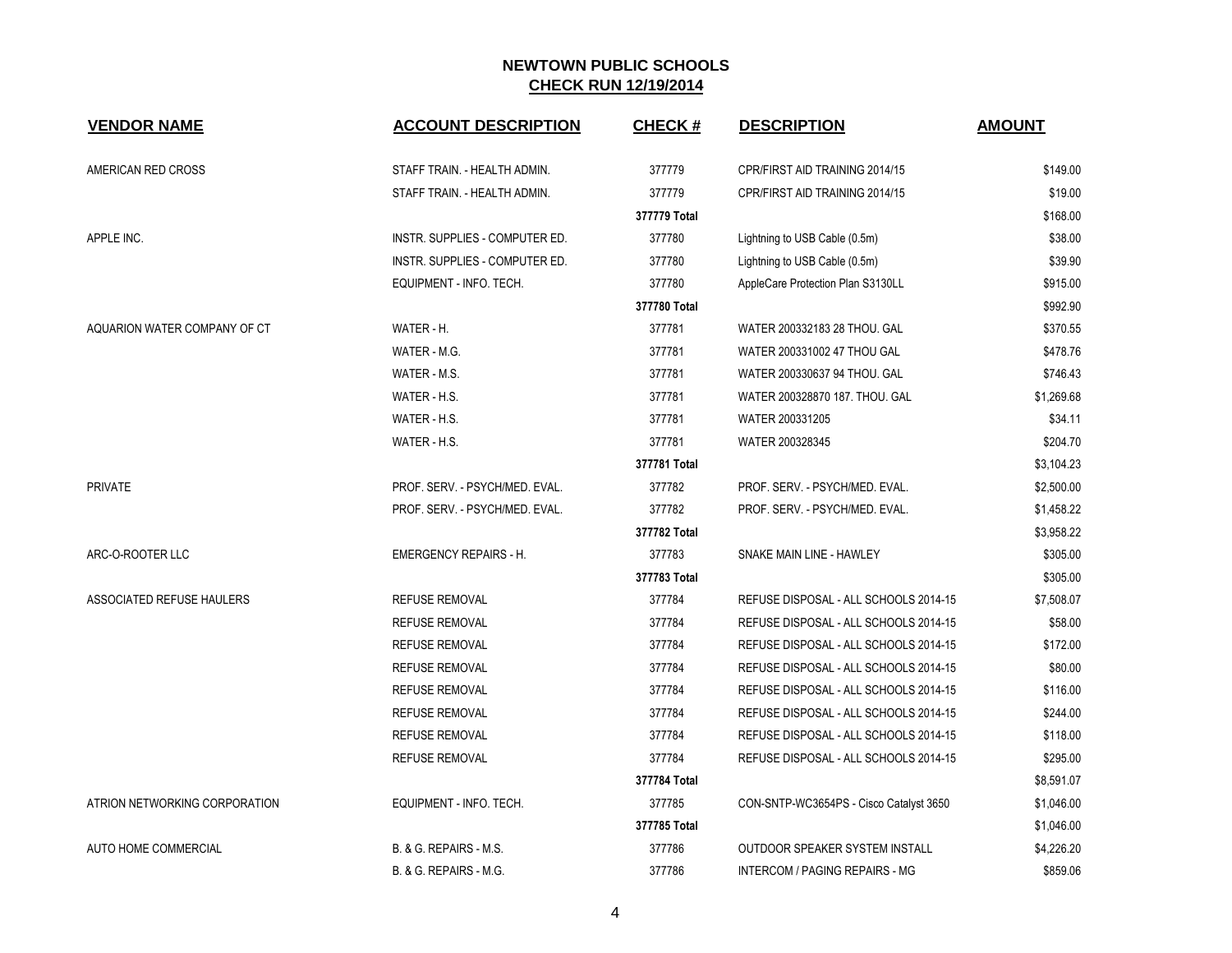# NEWTOWN PUBLIC SCHOOLS

## CHECK RUN 12/19/2014

| VENDOR NAME | ACCOUNT DESCRIPTION | CHECK # | DESCRIPTION | AMOUNT |
|---|---|---|---|---|
| AMERICAN RED CROSS | STAFF TRAIN. - HEALTH ADMIN. | 377779 | CPR/FIRST AID TRAINING 2014/15 | $149.00 |
| | STAFF TRAIN. - HEALTH ADMIN. | 377779 | CPR/FIRST AID TRAINING 2014/15 | $19.00 |
| | | **377779 Total** | | $168.00 |
| APPLE INC. | INSTR. SUPPLIES - COMPUTER ED. | 377780 | Lightning to USB Cable (0.5m) | $38.00 |
| | INSTR. SUPPLIES - COMPUTER ED. | 377780 | Lightning to USB Cable (0.5m) | $39.90 |
| | EQUIPMENT - INFO. TECH. | 377780 | AppleCare Protection Plan S3130LL | $915.00 |
| | | **377780 Total** | | $992.90 |
| AQUARION WATER COMPANY OF CT | WATER - H. | 377781 | WATER 200332183 28 THOU. GAL | $370.55 |
| | WATER - M.G. | 377781 | WATER 200331002 47 THOU GAL | $478.76 |
| | WATER - M.S. | 377781 | WATER 200330637 94 THOU. GAL | $746.43 |
| | WATER - H.S. | 377781 | WATER 200328870 187. THOU. GAL | $1,269.68 |
| | WATER - H.S. | 377781 | WATER 200331205 | $34.11 |
| | WATER - H.S. | 377781 | WATER 200328345 | $204.70 |
| | | **377781 Total** | | $3,104.23 |
| PRIVATE | PROF. SERV. - PSYCH/MED. EVAL. | 377782 | PROF. SERV. - PSYCH/MED. EVAL. | $2,500.00 |
| | PROF. SERV. - PSYCH/MED. EVAL. | 377782 | PROF. SERV. - PSYCH/MED. EVAL. | $1,458.22 |
| | | **377782 Total** | | $3,958.22 |
| ARC-O-ROOTER LLC | EMERGENCY REPAIRS - H. | 377783 | SNAKE MAIN LINE - HAWLEY | $305.00 |
| | | **377783 Total** | | $305.00 |
| ASSOCIATED REFUSE HAULERS | REFUSE REMOVAL | 377784 | REFUSE DISPOSAL - ALL SCHOOLS 2014-15 | $7,508.07 |
| | REFUSE REMOVAL | 377784 | REFUSE DISPOSAL - ALL SCHOOLS 2014-15 | $58.00 |
| | REFUSE REMOVAL | 377784 | REFUSE DISPOSAL - ALL SCHOOLS 2014-15 | $172.00 |
| | REFUSE REMOVAL | 377784 | REFUSE DISPOSAL - ALL SCHOOLS 2014-15 | $80.00 |
| | REFUSE REMOVAL | 377784 | REFUSE DISPOSAL - ALL SCHOOLS 2014-15 | $116.00 |
| | REFUSE REMOVAL | 377784 | REFUSE DISPOSAL - ALL SCHOOLS 2014-15 | $244.00 |
| | REFUSE REMOVAL | 377784 | REFUSE DISPOSAL - ALL SCHOOLS 2014-15 | $118.00 |
| | REFUSE REMOVAL | 377784 | REFUSE DISPOSAL - ALL SCHOOLS 2014-15 | $295.00 |
| | | **377784 Total** | | $8,591.07 |
| ATRION NETWORKING CORPORATION | EQUIPMENT - INFO. TECH. | 377785 | CON-SNTP-WC3654PS - Cisco Catalyst 3650 | $1,046.00 |
| | | **377785 Total** | | $1,046.00 |
| AUTO HOME COMMERCIAL | B. & G. REPAIRS - M.S. | 377786 | OUTDOOR SPEAKER SYSTEM INSTALL | $4,226.20 |
| | B. & G. REPAIRS - M.G. | 377786 | INTERCOM / PAGING REPAIRS - MG | $859.06 |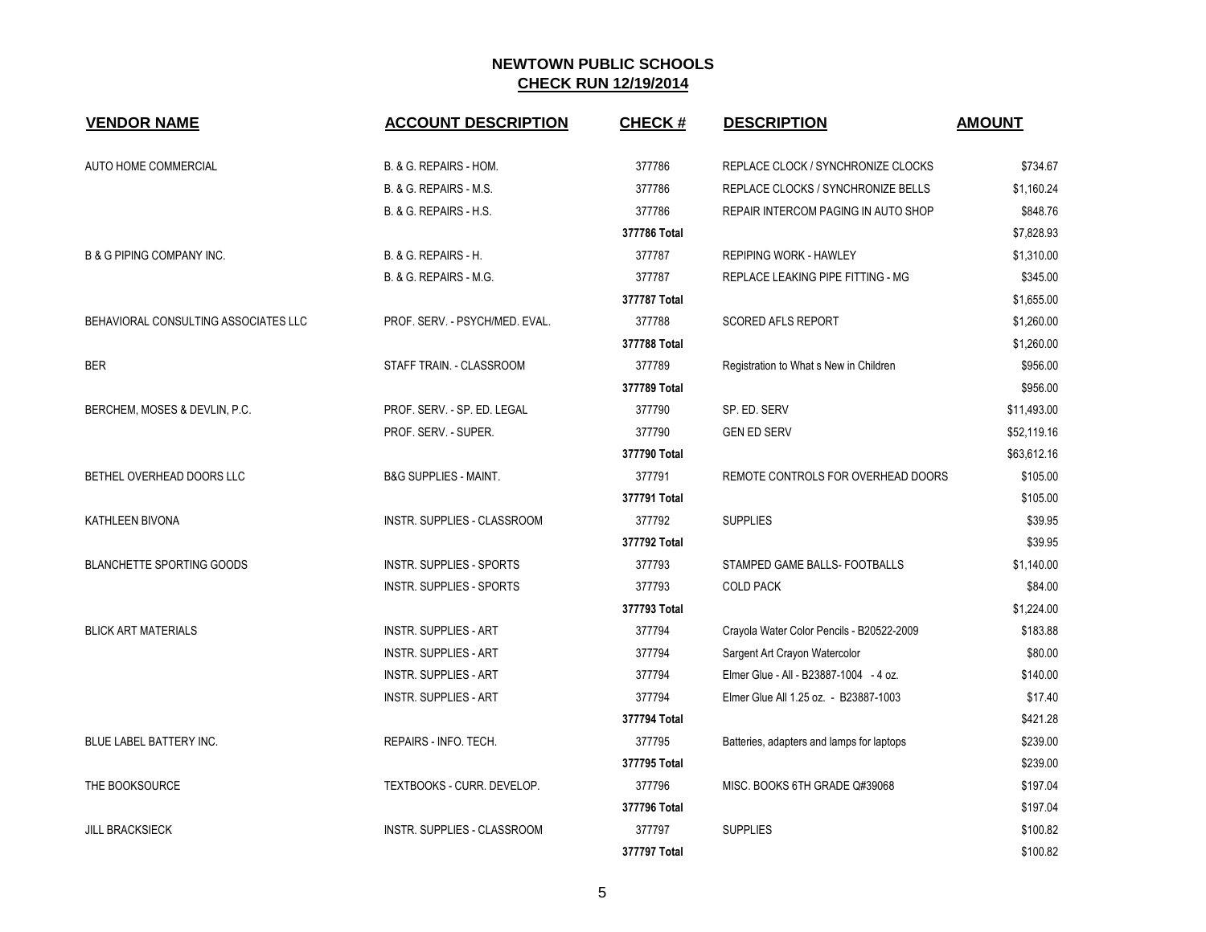# NEWTOWN PUBLIC SCHOOLS

## CHECK RUN 12/19/2014

| VENDOR NAME | ACCOUNT DESCRIPTION | CHECK # | DESCRIPTION | AMOUNT |
|---|---|---|---|---|
| AUTO HOME COMMERCIAL | B. & G. REPAIRS - HOM. | 377786 | REPLACE CLOCK / SYNCHRONIZE CLOCKS | $734.67 |
| | B. & G. REPAIRS - M.S. | 377786 | REPLACE CLOCKS / SYNCHRONIZE BELLS | $1,160.24 |
| | B. & G. REPAIRS - H.S. | 377786 | REPAIR INTERCOM PAGING IN AUTO SHOP | $848.76 |
| | | **377786 Total** | | $7,828.93 |
| B & G PIPING COMPANY INC. | B. & G. REPAIRS - H. | 377787 | REPIPING WORK - HAWLEY | $1,310.00 |
| | B. & G. REPAIRS - M.G. | 377787 | REPLACE LEAKING PIPE FITTING - MG | $345.00 |
| | | **377787 Total** | | $1,655.00 |
| BEHAVIORAL CONSULTING ASSOCIATES LLC | PROF. SERV. - PSYCH/MED. EVAL. | 377788 | SCORED AFLS REPORT | $1,260.00 |
| | | **377788 Total** | | $1,260.00 |
| BER | STAFF TRAIN. - CLASSROOM | 377789 | Registration to What s New in Children | $956.00 |
| | | **377789 Total** | | $956.00 |
| BERCHEM, MOSES & DEVLIN, P.C. | PROF. SERV. - SP. ED. LEGAL | 377790 | SP. ED. SERV | $11,493.00 |
| | PROF. SERV. - SUPER. | 377790 | GEN ED SERV | $52,119.16 |
| | | **377790 Total** | | $63,612.16 |
| BETHEL OVERHEAD DOORS LLC | B&G SUPPLIES - MAINT. | 377791 | REMOTE CONTROLS FOR OVERHEAD DOORS | $105.00 |
| | | **377791 Total** | | $105.00 |
| KATHLEEN BIVONA | INSTR. SUPPLIES - CLASSROOM | 377792 | SUPPLIES | $39.95 |
| | | **377792 Total** | | $39.95 |
| BLANCHETTE SPORTING GOODS | INSTR. SUPPLIES - SPORTS | 377793 | STAMPED GAME BALLS- FOOTBALLS | $1,140.00 |
| | INSTR. SUPPLIES - SPORTS | 377793 | COLD PACK | $84.00 |
| | | **377793 Total** | | $1,224.00 |
| BLICK ART MATERIALS | INSTR. SUPPLIES - ART | 377794 | Crayola Water Color Pencils - B20522-2009 | $183.88 |
| | INSTR. SUPPLIES - ART | 377794 | Sargent Art Crayon Watercolor | $80.00 |
| | INSTR. SUPPLIES - ART | 377794 | Elmer Glue - All - B23887-1004 - 4 oz. | $140.00 |
| | INSTR. SUPPLIES - ART | 377794 | Elmer Glue All 1.25 oz. - B23887-1003 | $17.40 |
| | | **377794 Total** | | $421.28 |
| BLUE LABEL BATTERY INC. | REPAIRS - INFO. TECH. | 377795 | Batteries, adapters and lamps for laptops | $239.00 |
| | | **377795 Total** | | $239.00 |
| THE BOOKSOURCE | TEXTBOOKS - CURR. DEVELOP. | 377796 | MISC. BOOKS 6TH GRADE Q#39068 | $197.04 |
| | | **377796 Total** | | $197.04 |
| JILL BRACKSIECK | INSTR. SUPPLIES - CLASSROOM | 377797 | SUPPLIES | $100.82 |
| | | **377797 Total** | | $100.82 |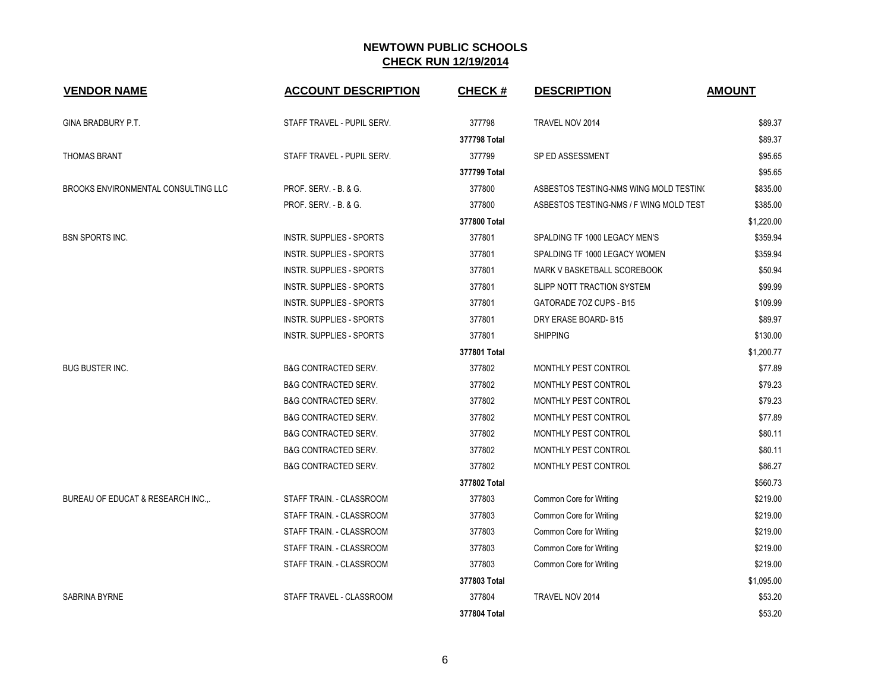## NEWTOWN PUBLIC SCHOOLS
## CHECK RUN 12/19/2014

| VENDOR NAME | ACCOUNT DESCRIPTION | CHECK # | DESCRIPTION | AMOUNT |
|---|---|---|---|---|
| GINA BRADBURY P.T. | STAFF TRAVEL - PUPIL SERV. | 377798 | TRAVEL NOV 2014 | $89.37 |
| | | **377798 Total** | | $89.37 |
| THOMAS BRANT | STAFF TRAVEL - PUPIL SERV. | 377799 | SP ED ASSESSMENT | $95.65 |
| | | **377799 Total** | | $95.65 |
| BROOKS ENVIRONMENTAL CONSULTING LLC | PROF. SERV. - B. & G. | 377800 | ASBESTOS TESTING-NMS WING MOLD TESTIN( | $835.00 |
| | PROF. SERV. - B. & G. | 377800 | ASBESTOS TESTING-NMS / F WING MOLD TEST | $385.00 |
| | | **377800 Total** | | $1,220.00 |
| BSN SPORTS INC. | INSTR. SUPPLIES - SPORTS | 377801 | SPALDING TF 1000 LEGACY MEN'S | $359.94 |
| | INSTR. SUPPLIES - SPORTS | 377801 | SPALDING TF 1000 LEGACY WOMEN | $359.94 |
| | INSTR. SUPPLIES - SPORTS | 377801 | MARK V BASKETBALL SCOREBOOK | $50.94 |
| | INSTR. SUPPLIES - SPORTS | 377801 | SLIPP NOTT TRACTION SYSTEM | $99.99 |
| | INSTR. SUPPLIES - SPORTS | 377801 | GATORADE 7OZ CUPS - B15 | $109.99 |
| | INSTR. SUPPLIES - SPORTS | 377801 | DRY ERASE BOARD- B15 | $89.97 |
| | INSTR. SUPPLIES - SPORTS | 377801 | SHIPPING | $130.00 |
| | | **377801 Total** | | $1,200.77 |
| BUG BUSTER INC. | B&G CONTRACTED SERV. | 377802 | MONTHLY PEST CONTROL | $77.89 |
| | B&G CONTRACTED SERV. | 377802 | MONTHLY PEST CONTROL | $79.23 |
| | B&G CONTRACTED SERV. | 377802 | MONTHLY PEST CONTROL | $79.23 |
| | B&G CONTRACTED SERV. | 377802 | MONTHLY PEST CONTROL | $77.89 |
| | B&G CONTRACTED SERV. | 377802 | MONTHLY PEST CONTROL | $80.11 |
| | B&G CONTRACTED SERV. | 377802 | MONTHLY PEST CONTROL | $80.11 |
| | B&G CONTRACTED SERV. | 377802 | MONTHLY PEST CONTROL | $86.27 |
| | | **377802 Total** | | $560.73 |
| BUREAU OF EDUCAT & RESEARCH INC.,. | STAFF TRAIN. - CLASSROOM | 377803 | Common Core for Writing | $219.00 |
| | STAFF TRAIN. - CLASSROOM | 377803 | Common Core for Writing | $219.00 |
| | STAFF TRAIN. - CLASSROOM | 377803 | Common Core for Writing | $219.00 |
| | STAFF TRAIN. - CLASSROOM | 377803 | Common Core for Writing | $219.00 |
| | STAFF TRAIN. - CLASSROOM | 377803 | Common Core for Writing | $219.00 |
| | | **377803 Total** | | $1,095.00 |
| SABRINA BYRNE | STAFF TRAVEL - CLASSROOM | 377804 | TRAVEL NOV 2014 | $53.20 |
| | | **377804 Total** | | $53.20 |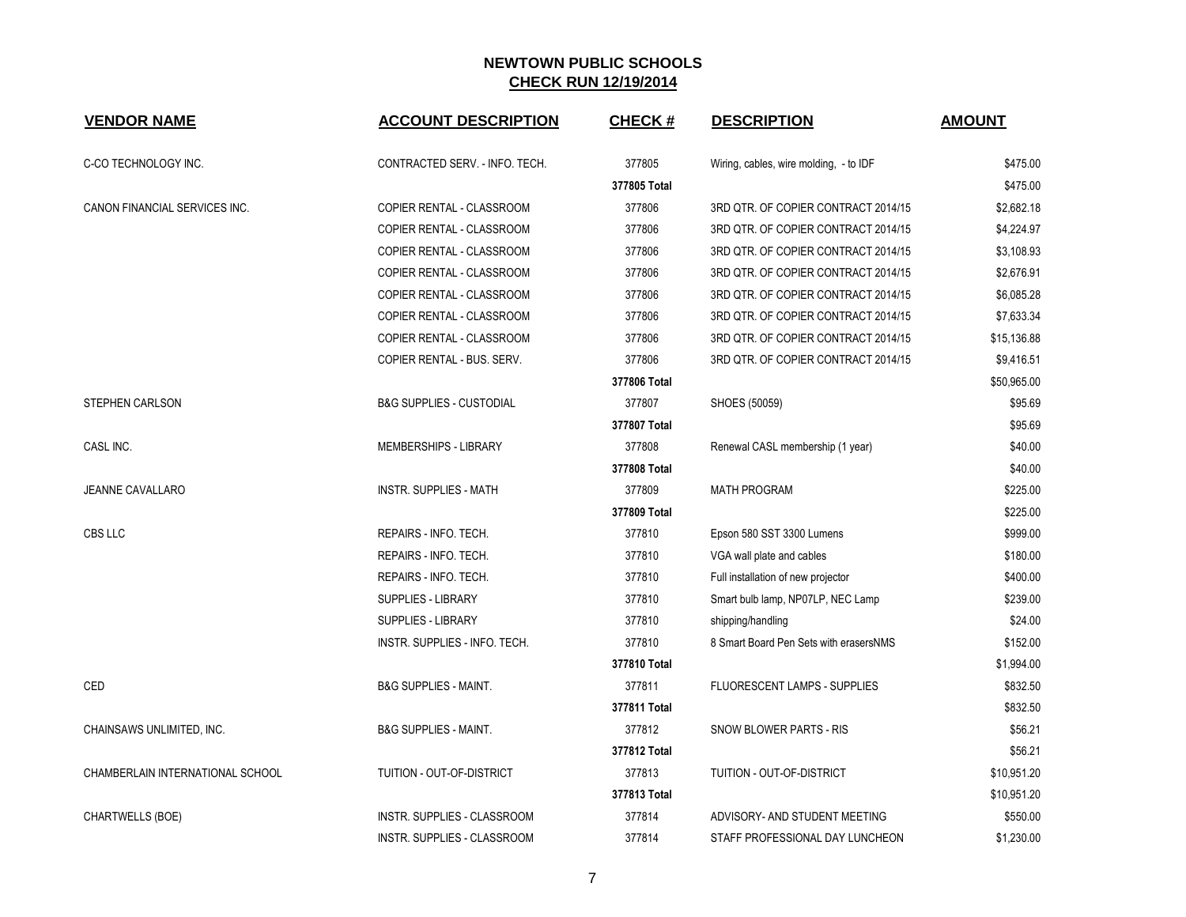# NEWTOWN PUBLIC SCHOOLS

## CHECK RUN 12/19/2014

| VENDOR NAME | ACCOUNT DESCRIPTION | CHECK # | DESCRIPTION | AMOUNT |
|---|---|---|---|---|
| C-CO TECHNOLOGY INC. | CONTRACTED SERV. - INFO. TECH. | 377805 | Wiring, cables, wire molding, - to IDF | $475.00 |
| | | **377805 Total** | | $475.00 |
| CANON FINANCIAL SERVICES INC. | COPIER RENTAL - CLASSROOM | 377806 | 3RD QTR. OF COPIER CONTRACT 2014/15 | $2,682.18 |
| | COPIER RENTAL - CLASSROOM | 377806 | 3RD QTR. OF COPIER CONTRACT 2014/15 | $4,224.97 |
| | COPIER RENTAL - CLASSROOM | 377806 | 3RD QTR. OF COPIER CONTRACT 2014/15 | $3,108.93 |
| | COPIER RENTAL - CLASSROOM | 377806 | 3RD QTR. OF COPIER CONTRACT 2014/15 | $2,676.91 |
| | COPIER RENTAL - CLASSROOM | 377806 | 3RD QTR. OF COPIER CONTRACT 2014/15 | $6,085.28 |
| | COPIER RENTAL - CLASSROOM | 377806 | 3RD QTR. OF COPIER CONTRACT 2014/15 | $7,633.34 |
| | COPIER RENTAL - CLASSROOM | 377806 | 3RD QTR. OF COPIER CONTRACT 2014/15 | $15,136.88 |
| | COPIER RENTAL - BUS. SERV. | 377806 | 3RD QTR. OF COPIER CONTRACT 2014/15 | $9,416.51 |
| | | **377806 Total** | | $50,965.00 |
| STEPHEN CARLSON | B&G SUPPLIES - CUSTODIAL | 377807 | SHOES (50059) | $95.69 |
| | | **377807 Total** | | $95.69 |
| CASL INC. | MEMBERSHIPS - LIBRARY | 377808 | Renewal CASL membership (1 year) | $40.00 |
| | | **377808 Total** | | $40.00 |
| JEANNE CAVALLARO | INSTR. SUPPLIES - MATH | 377809 | MATH PROGRAM | $225.00 |
| | | **377809 Total** | | $225.00 |
| CBS LLC | REPAIRS - INFO. TECH. | 377810 | Epson 580 SST 3300 Lumens | $999.00 |
| | REPAIRS - INFO. TECH. | 377810 | VGA wall plate and cables | $180.00 |
| | REPAIRS - INFO. TECH. | 377810 | Full installation of new projector | $400.00 |
| | SUPPLIES - LIBRARY | 377810 | Smart bulb lamp, NP07LP, NEC Lamp | $239.00 |
| | SUPPLIES - LIBRARY | 377810 | shipping/handling | $24.00 |
| | INSTR. SUPPLIES - INFO. TECH. | 377810 | 8 Smart Board Pen Sets with erasersNMS | $152.00 |
| | | **377810 Total** | | $1,994.00 |
| CED | B&G SUPPLIES - MAINT. | 377811 | FLUORESCENT LAMPS - SUPPLIES | $832.50 |
| | | **377811 Total** | | $832.50 |
| CHAINSAWS UNLIMITED, INC. | B&G SUPPLIES - MAINT. | 377812 | SNOW BLOWER PARTS - RIS | $56.21 |
| | | **377812 Total** | | $56.21 |
| CHAMBERLAIN INTERNATIONAL SCHOOL | TUITION - OUT-OF-DISTRICT | 377813 | TUITION - OUT-OF-DISTRICT | $10,951.20 |
| | | **377813 Total** | | $10,951.20 |
| CHARTWELLS (BOE) | INSTR. SUPPLIES - CLASSROOM | 377814 | ADVISORY- AND STUDENT MEETING | $550.00 |
| | INSTR. SUPPLIES - CLASSROOM | 377814 | STAFF PROFESSIONAL DAY LUNCHEON | $1,230.00 |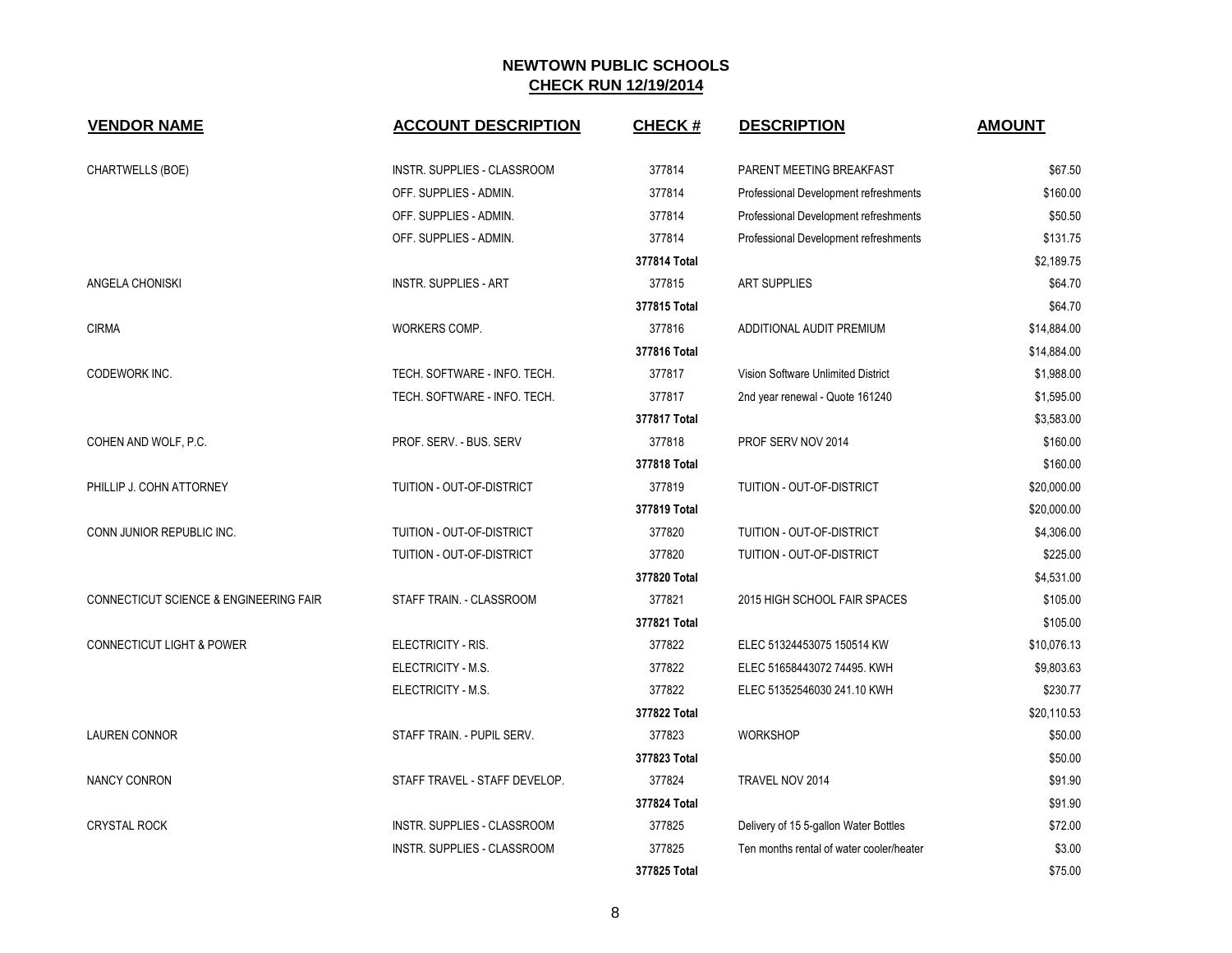## NEWTOWN PUBLIC SCHOOLS

**CHECK RUN 12/19/2014**

| VENDOR NAME | ACCOUNT DESCRIPTION | CHECK # | DESCRIPTION | AMOUNT |
|---|---|---|---|---|
| CHARTWELLS (BOE) | INSTR. SUPPLIES - CLASSROOM | 377814 | PARENT MEETING BREAKFAST | $67.50 |
| | OFF. SUPPLIES - ADMIN. | 377814 | Professional Development refreshments | $160.00 |
| | OFF. SUPPLIES - ADMIN. | 377814 | Professional Development refreshments | $50.50 |
| | OFF. SUPPLIES - ADMIN. | 377814 | Professional Development refreshments | $131.75 |
| | | **377814 Total** | | $2,189.75 |
| ANGELA CHONISKI | INSTR. SUPPLIES - ART | 377815 | ART SUPPLIES | $64.70 |
| | | **377815 Total** | | $64.70 |
| CIRMA | WORKERS COMP. | 377816 | ADDITIONAL AUDIT PREMIUM | $14,884.00 |
| | | **377816 Total** | | $14,884.00 |
| CODEWORK INC. | TECH. SOFTWARE - INFO. TECH. | 377817 | Vision Software Unlimited District | $1,988.00 |
| | TECH. SOFTWARE - INFO. TECH. | 377817 | 2nd year renewal - Quote 161240 | $1,595.00 |
| | | **377817 Total** | | $3,583.00 |
| COHEN AND WOLF, P.C. | PROF. SERV. - BUS. SERV | 377818 | PROF SERV NOV 2014 | $160.00 |
| | | **377818 Total** | | $160.00 |
| PHILLIP J. COHN ATTORNEY | TUITION - OUT-OF-DISTRICT | 377819 | TUITION - OUT-OF-DISTRICT | $20,000.00 |
| | | **377819 Total** | | $20,000.00 |
| CONN JUNIOR REPUBLIC INC. | TUITION - OUT-OF-DISTRICT | 377820 | TUITION - OUT-OF-DISTRICT | $4,306.00 |
| | TUITION - OUT-OF-DISTRICT | 377820 | TUITION - OUT-OF-DISTRICT | $225.00 |
| | | **377820 Total** | | $4,531.00 |
| CONNECTICUT SCIENCE & ENGINEERING FAIR | STAFF TRAIN. - CLASSROOM | 377821 | 2015 HIGH SCHOOL FAIR SPACES | $105.00 |
| | | **377821 Total** | | $105.00 |
| CONNECTICUT LIGHT & POWER | ELECTRICITY - RIS. | 377822 | ELEC 51324453075 150514 KW | $10,076.13 |
| | ELECTRICITY - M.S. | 377822 | ELEC 51658443072 74495. KWH | $9,803.63 |
| | ELECTRICITY - M.S. | 377822 | ELEC 51352546030 241.10 KWH | $230.77 |
| | | **377822 Total** | | $20,110.53 |
| LAUREN CONNOR | STAFF TRAIN. - PUPIL SERV. | 377823 | WORKSHOP | $50.00 |
| | | **377823 Total** | | $50.00 |
| NANCY CONRON | STAFF TRAVEL - STAFF DEVELOP. | 377824 | TRAVEL NOV 2014 | $91.90 |
| | | **377824 Total** | | $91.90 |
| CRYSTAL ROCK | INSTR. SUPPLIES - CLASSROOM | 377825 | Delivery of 15 5-gallon Water Bottles | $72.00 |
| | INSTR. SUPPLIES - CLASSROOM | 377825 | Ten months rental of water cooler/heater | $3.00 |
| | | **377825 Total** | | $75.00 |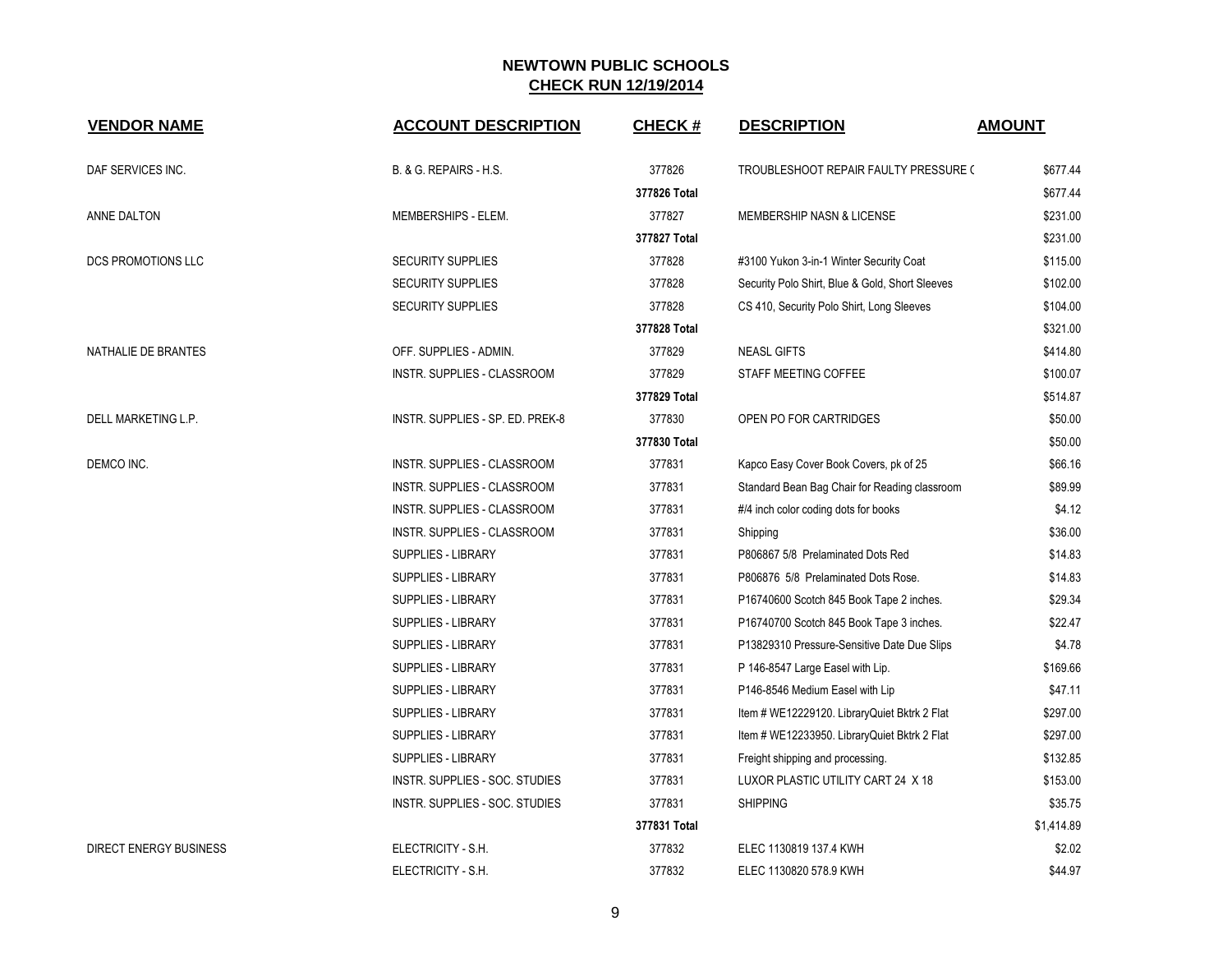# NEWTOWN PUBLIC SCHOOLS

## CHECK RUN 12/19/2014

| VENDOR NAME | ACCOUNT DESCRIPTION | CHECK # | DESCRIPTION | AMOUNT |
|---|---|---|---|---|
| DAF SERVICES INC. | B. & G. REPAIRS - H.S. | 377826 | TROUBLESHOOT REPAIR FAULTY PRESSURE ( | $677.44 |
| | | 377826 Total | | $677.44 |
| ANNE DALTON | MEMBERSHIPS - ELEM. | 377827 | MEMBERSHIP NASN & LICENSE | $231.00 |
| | | 377827 Total | | $231.00 |
| DCS PROMOTIONS LLC | SECURITY SUPPLIES | 377828 | #3100 Yukon 3-in-1 Winter Security Coat | $115.00 |
| | SECURITY SUPPLIES | 377828 | Security Polo Shirt, Blue & Gold, Short Sleeves | $102.00 |
| | SECURITY SUPPLIES | 377828 | CS 410, Security Polo Shirt, Long Sleeves | $104.00 |
| | | 377828 Total | | $321.00 |
| NATHALIE DE BRANTES | OFF. SUPPLIES - ADMIN. | 377829 | NEASL GIFTS | $414.80 |
| | INSTR. SUPPLIES - CLASSROOM | 377829 | STAFF MEETING COFFEE | $100.07 |
| | | 377829 Total | | $514.87 |
| DELL MARKETING L.P. | INSTR. SUPPLIES - SP. ED. PREK-8 | 377830 | OPEN PO FOR CARTRIDGES | $50.00 |
| | | 377830 Total | | $50.00 |
| DEMCO INC. | INSTR. SUPPLIES - CLASSROOM | 377831 | Kapco Easy Cover Book Covers, pk of 25 | $66.16 |
| | INSTR. SUPPLIES - CLASSROOM | 377831 | Standard Bean Bag Chair for Reading classroom | $89.99 |
| | INSTR. SUPPLIES - CLASSROOM | 377831 | #/4 inch color coding dots for books | $4.12 |
| | INSTR. SUPPLIES - CLASSROOM | 377831 | Shipping | $36.00 |
| | SUPPLIES - LIBRARY | 377831 | P806867 5/8 Prelaminated Dots Red | $14.83 |
| | SUPPLIES - LIBRARY | 377831 | P806876 5/8 Prelaminated Dots Rose. | $14.83 |
| | SUPPLIES - LIBRARY | 377831 | P16740600 Scotch 845 Book Tape 2 inches. | $29.34 |
| | SUPPLIES - LIBRARY | 377831 | P16740700 Scotch 845 Book Tape 3 inches. | $22.47 |
| | SUPPLIES - LIBRARY | 377831 | P13829310 Pressure-Sensitive Date Due Slips | $4.78 |
| | SUPPLIES - LIBRARY | 377831 | P 146-8547 Large Easel with Lip. | $169.66 |
| | SUPPLIES - LIBRARY | 377831 | P146-8546 Medium Easel with Lip | $47.11 |
| | SUPPLIES - LIBRARY | 377831 | Item # WE12229120. LibraryQuiet Bktrk 2 Flat | $297.00 |
| | SUPPLIES - LIBRARY | 377831 | Item # WE12233950. LibraryQuiet Bktrk 2 Flat | $297.00 |
| | SUPPLIES - LIBRARY | 377831 | Freight shipping and processing. | $132.85 |
| | INSTR. SUPPLIES - SOC. STUDIES | 377831 | LUXOR PLASTIC UTILITY CART 24 X 18 | $153.00 |
| | INSTR. SUPPLIES - SOC. STUDIES | 377831 | SHIPPING | $35.75 |
| | | 377831 Total | | $1,414.89 |
| DIRECT ENERGY BUSINESS | ELECTRICITY - S.H. | 377832 | ELEC 1130819 137.4 KWH | $2.02 |
| | ELECTRICITY - S.H. | 377832 | ELEC 1130820 578.9 KWH | $44.97 |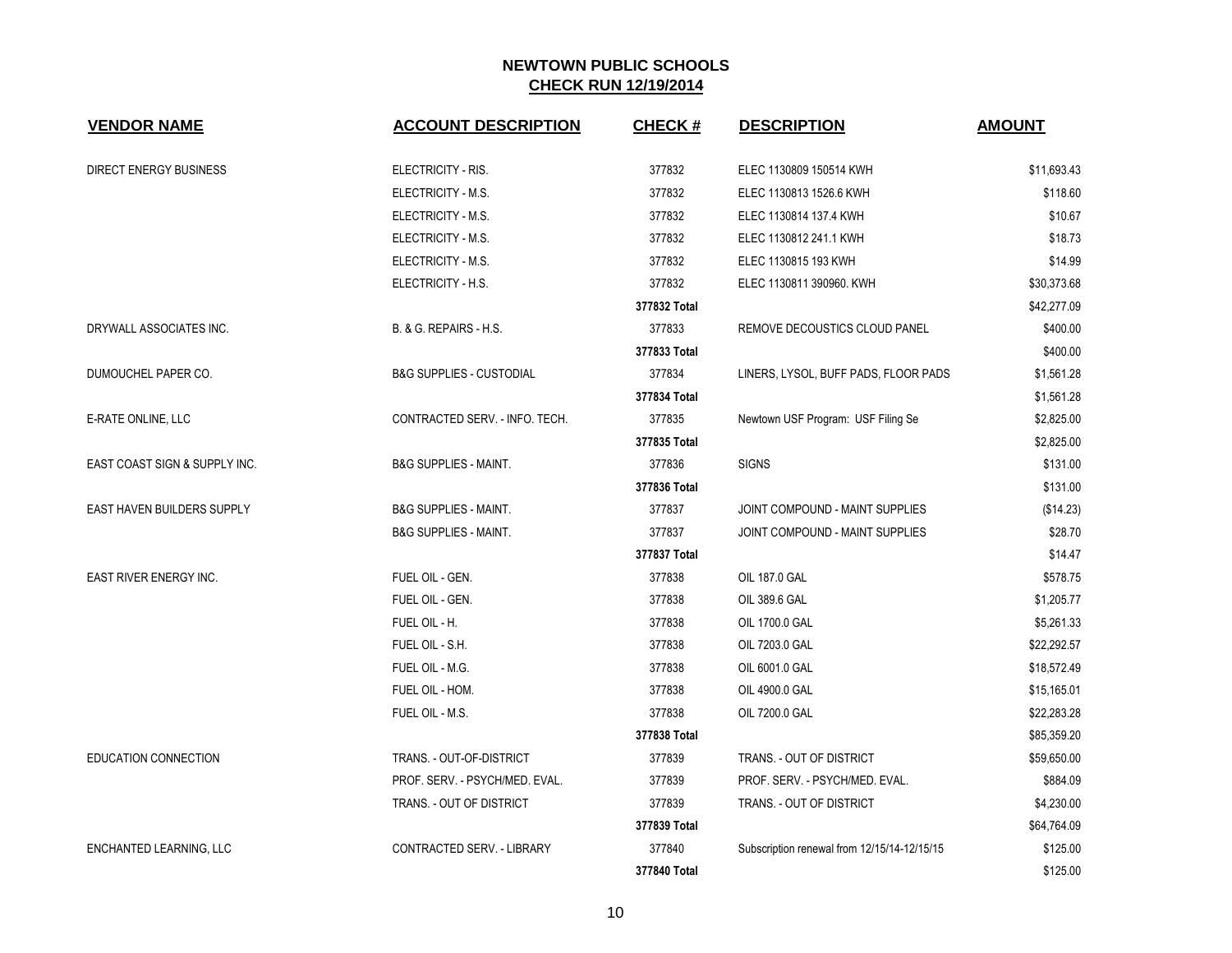# NEWTOWN PUBLIC SCHOOLS

## CHECK RUN 12/19/2014

| VENDOR NAME | ACCOUNT DESCRIPTION | CHECK # | DESCRIPTION | AMOUNT |
|---|---|---|---|---|
| DIRECT ENERGY BUSINESS | ELECTRICITY - RIS. | 377832 | ELEC 1130809 150514 KWH | $11,693.43 |
| | ELECTRICITY - M.S. | 377832 | ELEC 1130813 1526.6 KWH | $118.60 |
| | ELECTRICITY - M.S. | 377832 | ELEC 1130814 137.4 KWH | $10.67 |
| | ELECTRICITY - M.S. | 377832 | ELEC 1130812 241.1 KWH | $18.73 |
| | ELECTRICITY - M.S. | 377832 | ELEC 1130815 193 KWH | $14.99 |
| | ELECTRICITY - H.S. | 377832 | ELEC 1130811 390960. KWH | $30,373.68 |
| | | **377832 Total** | | $42,277.09 |
| DRYWALL ASSOCIATES INC. | B. & G. REPAIRS - H.S. | 377833 | REMOVE DECOUSTICS CLOUD PANEL | $400.00 |
| | | **377833 Total** | | $400.00 |
| DUMOUCHEL PAPER CO. | B&G SUPPLIES - CUSTODIAL | 377834 | LINERS, LYSOL, BUFF PADS, FLOOR PADS | $1,561.28 |
| | | **377834 Total** | | $1,561.28 |
| E-RATE ONLINE, LLC | CONTRACTED SERV. - INFO. TECH. | 377835 | Newtown USF Program: USF Filing Se | $2,825.00 |
| | | **377835 Total** | | $2,825.00 |
| EAST COAST SIGN & SUPPLY INC. | B&G SUPPLIES - MAINT. | 377836 | SIGNS | $131.00 |
| | | **377836 Total** | | $131.00 |
| EAST HAVEN BUILDERS SUPPLY | B&G SUPPLIES - MAINT. | 377837 | JOINT COMPOUND - MAINT SUPPLIES | ($14.23) |
| | B&G SUPPLIES - MAINT. | 377837 | JOINT COMPOUND - MAINT SUPPLIES | $28.70 |
| | | **377837 Total** | | $14.47 |
| EAST RIVER ENERGY INC. | FUEL OIL - GEN. | 377838 | OIL 187.0 GAL | $578.75 |
| | FUEL OIL - GEN. | 377838 | OIL 389.6 GAL | $1,205.77 |
| | FUEL OIL - H. | 377838 | OIL 1700.0 GAL | $5,261.33 |
| | FUEL OIL - S.H. | 377838 | OIL 7203.0 GAL | $22,292.57 |
| | FUEL OIL - M.G. | 377838 | OIL 6001.0 GAL | $18,572.49 |
| | FUEL OIL - HOM. | 377838 | OIL 4900.0 GAL | $15,165.01 |
| | FUEL OIL - M.S. | 377838 | OIL 7200.0 GAL | $22,283.28 |
| | | **377838 Total** | | $85,359.20 |
| EDUCATION CONNECTION | TRANS. - OUT-OF-DISTRICT | 377839 | TRANS. - OUT OF DISTRICT | $59,650.00 |
| | PROF. SERV. - PSYCH/MED. EVAL. | 377839 | PROF. SERV. - PSYCH/MED. EVAL. | $884.09 |
| | TRANS. - OUT OF DISTRICT | 377839 | TRANS. - OUT OF DISTRICT | $4,230.00 |
| | | **377839 Total** | | $64,764.09 |
| ENCHANTED LEARNING, LLC | CONTRACTED SERV. - LIBRARY | 377840 | Subscription renewal from 12/15/14-12/15/15 | $125.00 |
| | | **377840 Total** | | $125.00 |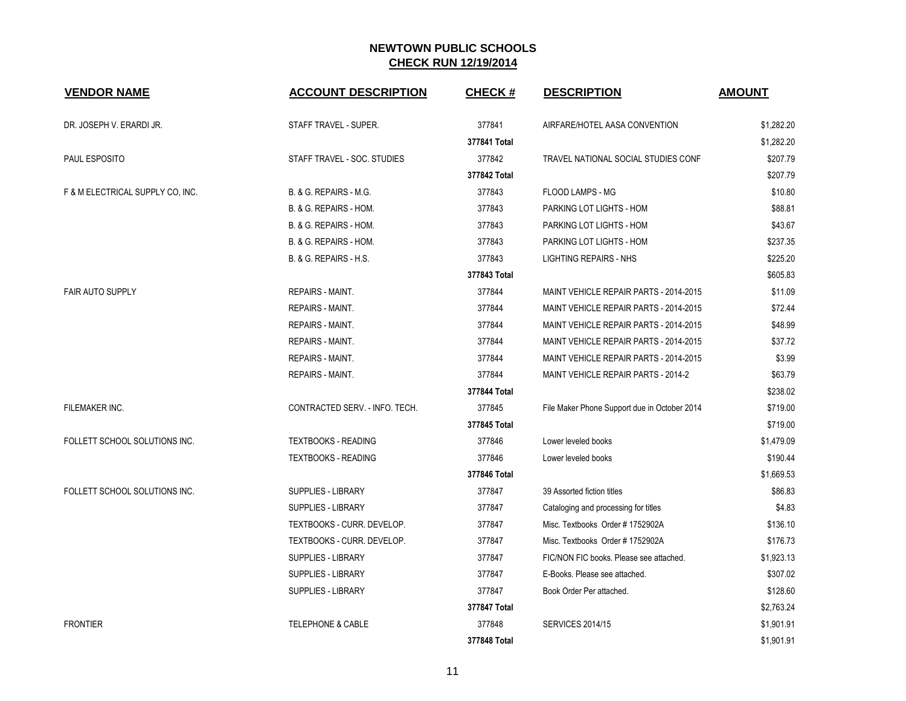# NEWTOWN PUBLIC SCHOOLS

## CHECK RUN 12/19/2014

| VENDOR NAME | ACCOUNT DESCRIPTION | CHECK # | DESCRIPTION | AMOUNT |
|---|---|---|---|---|
| DR. JOSEPH V. ERARDI JR. | STAFF TRAVEL - SUPER. | 377841 | AIRFARE/HOTEL AASA CONVENTION | $1,282.20 |
| | | **377841 Total** | | $1,282.20 |
| PAUL ESPOSITO | STAFF TRAVEL - SOC. STUDIES | 377842 | TRAVEL NATIONAL SOCIAL STUDIES CONF | $207.79 |
| | | **377842 Total** | | $207.79 |
| F & M ELECTRICAL SUPPLY CO, INC. | B. & G. REPAIRS - M.G. | 377843 | FLOOD LAMPS - MG | $10.80 |
| | B. & G. REPAIRS - HOM. | 377843 | PARKING LOT LIGHTS - HOM | $88.81 |
| | B. & G. REPAIRS - HOM. | 377843 | PARKING LOT LIGHTS - HOM | $43.67 |
| | B. & G. REPAIRS - HOM. | 377843 | PARKING LOT LIGHTS - HOM | $237.35 |
| | B. & G. REPAIRS - H.S. | 377843 | LIGHTING REPAIRS - NHS | $225.20 |
| | | **377843 Total** | | $605.83 |
| FAIR AUTO SUPPLY | REPAIRS - MAINT. | 377844 | MAINT VEHICLE REPAIR PARTS - 2014-2015 | $11.09 |
| | REPAIRS - MAINT. | 377844 | MAINT VEHICLE REPAIR PARTS - 2014-2015 | $72.44 |
| | REPAIRS - MAINT. | 377844 | MAINT VEHICLE REPAIR PARTS - 2014-2015 | $48.99 |
| | REPAIRS - MAINT. | 377844 | MAINT VEHICLE REPAIR PARTS - 2014-2015 | $37.72 |
| | REPAIRS - MAINT. | 377844 | MAINT VEHICLE REPAIR PARTS - 2014-2015 | $3.99 |
| | REPAIRS - MAINT. | 377844 | MAINT VEHICLE REPAIR PARTS - 2014-2 | $63.79 |
| | | **377844 Total** | | $238.02 |
| FILEMAKER INC. | CONTRACTED SERV. - INFO. TECH. | 377845 | File Maker Phone Support due in October 2014 | $719.00 |
| | | **377845 Total** | | $719.00 |
| FOLLETT SCHOOL SOLUTIONS INC. | TEXTBOOKS - READING | 377846 | Lower leveled books | $1,479.09 |
| | TEXTBOOKS - READING | 377846 | Lower leveled books | $190.44 |
| | | **377846 Total** | | $1,669.53 |
| FOLLETT SCHOOL SOLUTIONS INC. | SUPPLIES - LIBRARY | 377847 | 39 Assorted fiction titles | $86.83 |
| | SUPPLIES - LIBRARY | 377847 | Cataloging and processing for titles | $4.83 |
| | TEXTBOOKS - CURR. DEVELOP. | 377847 | Misc. Textbooks Order # 1752902A | $136.10 |
| | TEXTBOOKS - CURR. DEVELOP. | 377847 | Misc. Textbooks Order # 1752902A | $176.73 |
| | SUPPLIES - LIBRARY | 377847 | FIC/NON FIC books. Please see attached. | $1,923.13 |
| | SUPPLIES - LIBRARY | 377847 | E-Books. Please see attached. | $307.02 |
| | SUPPLIES - LIBRARY | 377847 | Book Order Per attached. | $128.60 |
| | | **377847 Total** | | $2,763.24 |
| FRONTIER | TELEPHONE & CABLE | 377848 | SERVICES 2014/15 | $1,901.91 |
| | | **377848 Total** | | $1,901.91 |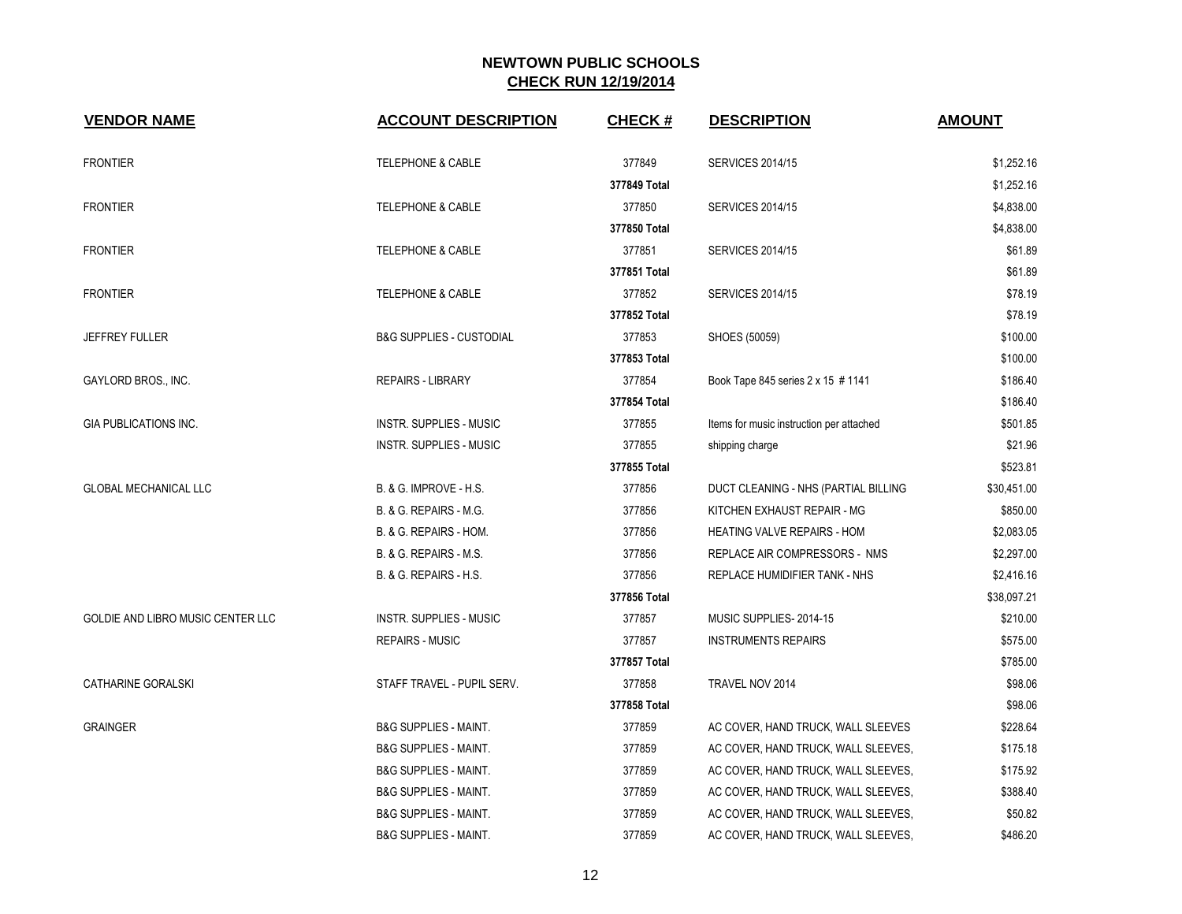# NEWTOWN PUBLIC SCHOOLS
## CHECK RUN 12/19/2014

| VENDOR NAME | ACCOUNT DESCRIPTION | CHECK # | DESCRIPTION | AMOUNT |
|---|---|---|---|---|
| FRONTIER | TELEPHONE & CABLE | 377849 | SERVICES 2014/15 | $1,252.16 |
| | | **377849 Total** | | $1,252.16 |
| FRONTIER | TELEPHONE & CABLE | 377850 | SERVICES 2014/15 | $4,838.00 |
| | | **377850 Total** | | $4,838.00 |
| FRONTIER | TELEPHONE & CABLE | 377851 | SERVICES 2014/15 | $61.89 |
| | | **377851 Total** | | $61.89 |
| FRONTIER | TELEPHONE & CABLE | 377852 | SERVICES 2014/15 | $78.19 |
| | | **377852 Total** | | $78.19 |
| JEFFREY FULLER | B&G SUPPLIES - CUSTODIAL | 377853 | SHOES (50059) | $100.00 |
| | | **377853 Total** | | $100.00 |
| GAYLORD BROS., INC. | REPAIRS - LIBRARY | 377854 | Book Tape 845 series 2 x 15 # 1141 | $186.40 |
| | | **377854 Total** | | $186.40 |
| GIA PUBLICATIONS INC. | INSTR. SUPPLIES - MUSIC | 377855 | Items for music instruction per attached | $501.85 |
| | INSTR. SUPPLIES - MUSIC | 377855 | shipping charge | $21.96 |
| | | **377855 Total** | | $523.81 |
| GLOBAL MECHANICAL LLC | B. & G. IMPROVE - H.S. | 377856 | DUCT CLEANING - NHS (PARTIAL BILLING | $30,451.00 |
| | B. & G. REPAIRS - M.G. | 377856 | KITCHEN EXHAUST REPAIR - MG | $850.00 |
| | B. & G. REPAIRS - HOM. | 377856 | HEATING VALVE REPAIRS - HOM | $2,083.05 |
| | B. & G. REPAIRS - M.S. | 377856 | REPLACE AIR COMPRESSORS - NMS | $2,297.00 |
| | B. & G. REPAIRS - H.S. | 377856 | REPLACE HUMIDIFIER TANK - NHS | $2,416.16 |
| | | **377856 Total** | | $38,097.21 |
| GOLDIE AND LIBRO MUSIC CENTER LLC | INSTR. SUPPLIES - MUSIC | 377857 | MUSIC SUPPLIES- 2014-15 | $210.00 |
| | REPAIRS - MUSIC | 377857 | INSTRUMENTS REPAIRS | $575.00 |
| | | **377857 Total** | | $785.00 |
| CATHARINE GORALSKI | STAFF TRAVEL - PUPIL SERV. | 377858 | TRAVEL NOV 2014 | $98.06 |
| | | **377858 Total** | | $98.06 |
| GRAINGER | B&G SUPPLIES - MAINT. | 377859 | AC COVER, HAND TRUCK, WALL SLEEVES | $228.64 |
| | B&G SUPPLIES - MAINT. | 377859 | AC COVER, HAND TRUCK, WALL SLEEVES, | $175.18 |
| | B&G SUPPLIES - MAINT. | 377859 | AC COVER, HAND TRUCK, WALL SLEEVES, | $175.92 |
| | B&G SUPPLIES - MAINT. | 377859 | AC COVER, HAND TRUCK, WALL SLEEVES, | $388.40 |
| | B&G SUPPLIES - MAINT. | 377859 | AC COVER, HAND TRUCK, WALL SLEEVES, | $50.82 |
| | B&G SUPPLIES - MAINT. | 377859 | AC COVER, HAND TRUCK, WALL SLEEVES, | $486.20 |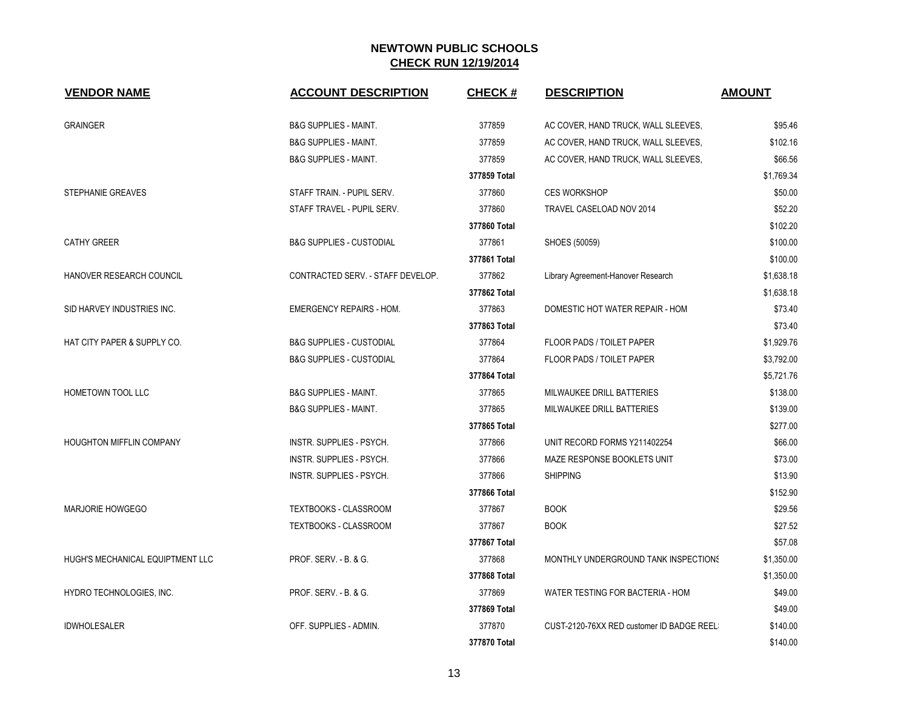# NEWTOWN PUBLIC SCHOOLS

## CHECK RUN 12/19/2014

| VENDOR NAME | ACCOUNT DESCRIPTION | CHECK # | DESCRIPTION | AMOUNT |
|---|---|---|---|---|
| GRAINGER | B&G SUPPLIES - MAINT. | 377859 | AC COVER, HAND TRUCK, WALL SLEEVES, | $95.46 |
| | B&G SUPPLIES - MAINT. | 377859 | AC COVER, HAND TRUCK, WALL SLEEVES, | $102.16 |
| | B&G SUPPLIES - MAINT. | 377859 | AC COVER, HAND TRUCK, WALL SLEEVES, | $66.56 |
| | | **377859 Total** | | $1,769.34 |
| STEPHANIE GREAVES | STAFF TRAIN. - PUPIL SERV. | 377860 | CES WORKSHOP | $50.00 |
| | STAFF TRAVEL - PUPIL SERV. | 377860 | TRAVEL CASELOAD NOV 2014 | $52.20 |
| | | **377860 Total** | | $102.20 |
| CATHY GREER | B&G SUPPLIES - CUSTODIAL | 377861 | SHOES (50059) | $100.00 |
| | | **377861 Total** | | $100.00 |
| HANOVER RESEARCH COUNCIL | CONTRACTED SERV. - STAFF DEVELOP. | 377862 | Library Agreement-Hanover Research | $1,638.18 |
| | | **377862 Total** | | $1,638.18 |
| SID HARVEY INDUSTRIES INC. | EMERGENCY REPAIRS - HOM. | 377863 | DOMESTIC HOT WATER REPAIR - HOM | $73.40 |
| | | **377863 Total** | | $73.40 |
| HAT CITY PAPER & SUPPLY CO. | B&G SUPPLIES - CUSTODIAL | 377864 | FLOOR PADS / TOILET PAPER | $1,929.76 |
| | B&G SUPPLIES - CUSTODIAL | 377864 | FLOOR PADS / TOILET PAPER | $3,792.00 |
| | | **377864 Total** | | $5,721.76 |
| HOMETOWN TOOL LLC | B&G SUPPLIES - MAINT. | 377865 | MILWAUKEE DRILL BATTERIES | $138.00 |
| | B&G SUPPLIES - MAINT. | 377865 | MILWAUKEE DRILL BATTERIES | $139.00 |
| | | **377865 Total** | | $277.00 |
| HOUGHTON MIFFLIN COMPANY | INSTR. SUPPLIES - PSYCH. | 377866 | UNIT RECORD FORMS Y211402254 | $66.00 |
| | INSTR. SUPPLIES - PSYCH. | 377866 | MAZE RESPONSE BOOKLETS UNIT | $73.00 |
| | INSTR. SUPPLIES - PSYCH. | 377866 | SHIPPING | $13.90 |
| | | **377866 Total** | | $152.90 |
| MARJORIE HOWGEGO | TEXTBOOKS - CLASSROOM | 377867 | BOOK | $29.56 |
| | TEXTBOOKS - CLASSROOM | 377867 | BOOK | $27.52 |
| | | **377867 Total** | | $57.08 |
| HUGH'S MECHANICAL EQUIPTMENT LLC | PROF. SERV. - B. & G. | 377868 | MONTHLY UNDERGROUND TANK INSPECTIONS | $1,350.00 |
| | | **377868 Total** | | $1,350.00 |
| HYDRO TECHNOLOGIES, INC. | PROF. SERV. - B. & G. | 377869 | WATER TESTING FOR BACTERIA - HOM | $49.00 |
| | | **377869 Total** | | $49.00 |
| IDWHOLESALER | OFF. SUPPLIES - ADMIN. | 377870 | CUST-2120-76XX RED customer ID BADGE REELS | $140.00 |
| | | **377870 Total** | | $140.00 |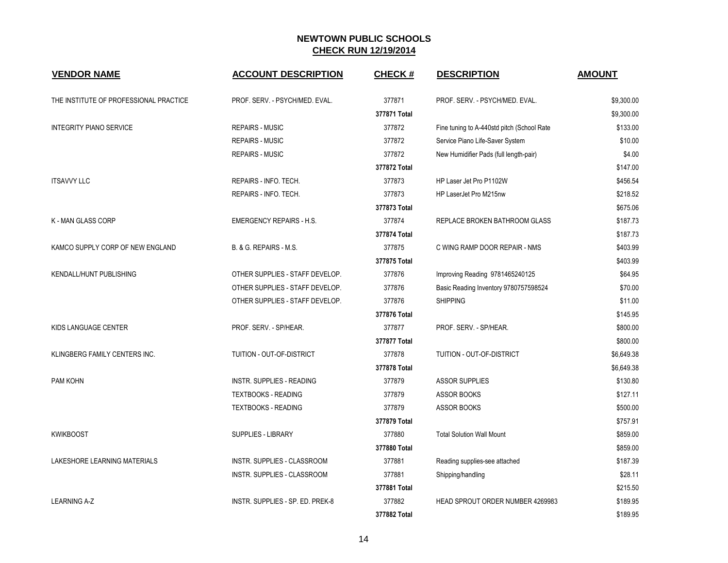# NEWTOWN PUBLIC SCHOOLS

## CHECK RUN 12/19/2014

| VENDOR NAME | ACCOUNT DESCRIPTION | CHECK # | DESCRIPTION | AMOUNT |
|---|---|---|---|---|
| THE INSTITUTE OF PROFESSIONAL PRACTICE | PROF. SERV. - PSYCH/MED. EVAL. | 377871 | PROF. SERV. - PSYCH/MED. EVAL. | $9,300.00 |
| | | **377871 Total** | | $9,300.00 |
| INTEGRITY PIANO SERVICE | REPAIRS - MUSIC | 377872 | Fine tuning to A-440std pitch (School Rate | $133.00 |
| | REPAIRS - MUSIC | 377872 | Service Piano Life-Saver System | $10.00 |
| | REPAIRS - MUSIC | 377872 | New Humidifier Pads (full length-pair) | $4.00 |
| | | **377872 Total** | | $147.00 |
| ITSAVVY LLC | REPAIRS - INFO. TECH. | 377873 | HP Laser Jet Pro P1102W | $456.54 |
| | REPAIRS - INFO. TECH. | 377873 | HP LaserJet Pro M215nw | $218.52 |
| | | **377873 Total** | | $675.06 |
| K - MAN GLASS CORP | EMERGENCY REPAIRS - H.S. | 377874 | REPLACE BROKEN BATHROOM GLASS | $187.73 |
| | | **377874 Total** | | $187.73 |
| KAMCO SUPPLY CORP OF NEW ENGLAND | B. & G. REPAIRS - M.S. | 377875 | C WING RAMP DOOR REPAIR - NMS | $403.99 |
| | | **377875 Total** | | $403.99 |
| KENDALL/HUNT PUBLISHING | OTHER SUPPLIES - STAFF DEVELOP. | 377876 | Improving Reading 9781465240125 | $64.95 |
| | OTHER SUPPLIES - STAFF DEVELOP. | 377876 | Basic Reading Inventory 9780757598524 | $70.00 |
| | OTHER SUPPLIES - STAFF DEVELOP. | 377876 | SHIPPING | $11.00 |
| | | **377876 Total** | | $145.95 |
| KIDS LANGUAGE CENTER | PROF. SERV. - SP/HEAR. | 377877 | PROF. SERV. - SP/HEAR. | $800.00 |
| | | **377877 Total** | | $800.00 |
| KLINGBERG FAMILY CENTERS INC. | TUITION - OUT-OF-DISTRICT | 377878 | TUITION - OUT-OF-DISTRICT | $6,649.38 |
| | | **377878 Total** | | $6,649.38 |
| PAM KOHN | INSTR. SUPPLIES - READING | 377879 | ASSOR SUPPLIES | $130.80 |
| | TEXTBOOKS - READING | 377879 | ASSOR BOOKS | $127.11 |
| | TEXTBOOKS - READING | 377879 | ASSOR BOOKS | $500.00 |
| | | **377879 Total** | | $757.91 |
| KWIKBOOST | SUPPLIES - LIBRARY | 377880 | Total Solution Wall Mount | $859.00 |
| | | **377880 Total** | | $859.00 |
| LAKESHORE LEARNING MATERIALS | INSTR. SUPPLIES - CLASSROOM | 377881 | Reading supplies-see attached | $187.39 |
| | INSTR. SUPPLIES - CLASSROOM | 377881 | Shipping/handling | $28.11 |
| | | **377881 Total** | | $215.50 |
| LEARNING A-Z | INSTR. SUPPLIES - SP. ED. PREK-8 | 377882 | HEAD SPROUT ORDER NUMBER 4269983 | $189.95 |
| | | **377882 Total** | | $189.95 |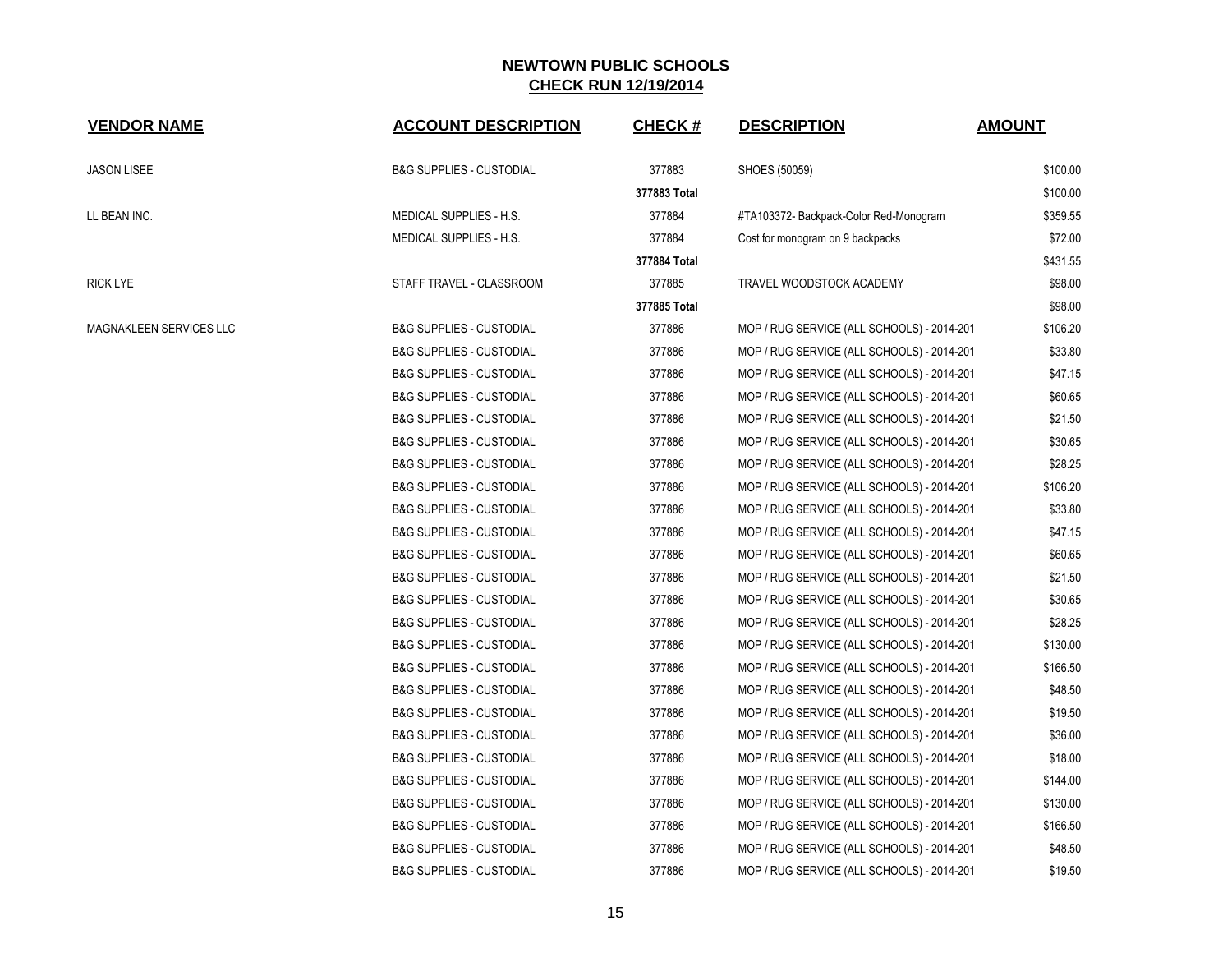# NEWTOWN PUBLIC SCHOOLS

## CHECK RUN 12/19/2014

| VENDOR NAME | ACCOUNT DESCRIPTION | CHECK # | DESCRIPTION | AMOUNT |
|---|---|---|---|---|
| JASON LISEE | B&G SUPPLIES - CUSTODIAL | 377883 | SHOES (50059) | $100.00 |
| | | **377883 Total** | | $100.00 |
| LL BEAN INC. | MEDICAL SUPPLIES - H.S. | 377884 | #TA103372- Backpack-Color Red-Monogram | $359.55 |
| | MEDICAL SUPPLIES - H.S. | 377884 | Cost for monogram on 9 backpacks | $72.00 |
| | | **377884 Total** | | $431.55 |
| RICK LYE | STAFF TRAVEL - CLASSROOM | 377885 | TRAVEL WOODSTOCK ACADEMY | $98.00 |
| | | **377885 Total** | | $98.00 |
| MAGNAKLEEN SERVICES LLC | B&G SUPPLIES - CUSTODIAL | 377886 | MOP / RUG SERVICE (ALL SCHOOLS) - 2014-201 | $106.20 |
| | B&G SUPPLIES - CUSTODIAL | 377886 | MOP / RUG SERVICE (ALL SCHOOLS) - 2014-201 | $33.80 |
| | B&G SUPPLIES - CUSTODIAL | 377886 | MOP / RUG SERVICE (ALL SCHOOLS) - 2014-201 | $47.15 |
| | B&G SUPPLIES - CUSTODIAL | 377886 | MOP / RUG SERVICE (ALL SCHOOLS) - 2014-201 | $60.65 |
| | B&G SUPPLIES - CUSTODIAL | 377886 | MOP / RUG SERVICE (ALL SCHOOLS) - 2014-201 | $21.50 |
| | B&G SUPPLIES - CUSTODIAL | 377886 | MOP / RUG SERVICE (ALL SCHOOLS) - 2014-201 | $30.65 |
| | B&G SUPPLIES - CUSTODIAL | 377886 | MOP / RUG SERVICE (ALL SCHOOLS) - 2014-201 | $28.25 |
| | B&G SUPPLIES - CUSTODIAL | 377886 | MOP / RUG SERVICE (ALL SCHOOLS) - 2014-201 | $106.20 |
| | B&G SUPPLIES - CUSTODIAL | 377886 | MOP / RUG SERVICE (ALL SCHOOLS) - 2014-201 | $33.80 |
| | B&G SUPPLIES - CUSTODIAL | 377886 | MOP / RUG SERVICE (ALL SCHOOLS) - 2014-201 | $47.15 |
| | B&G SUPPLIES - CUSTODIAL | 377886 | MOP / RUG SERVICE (ALL SCHOOLS) - 2014-201 | $60.65 |
| | B&G SUPPLIES - CUSTODIAL | 377886 | MOP / RUG SERVICE (ALL SCHOOLS) - 2014-201 | $21.50 |
| | B&G SUPPLIES - CUSTODIAL | 377886 | MOP / RUG SERVICE (ALL SCHOOLS) - 2014-201 | $30.65 |
| | B&G SUPPLIES - CUSTODIAL | 377886 | MOP / RUG SERVICE (ALL SCHOOLS) - 2014-201 | $28.25 |
| | B&G SUPPLIES - CUSTODIAL | 377886 | MOP / RUG SERVICE (ALL SCHOOLS) - 2014-201 | $130.00 |
| | B&G SUPPLIES - CUSTODIAL | 377886 | MOP / RUG SERVICE (ALL SCHOOLS) - 2014-201 | $166.50 |
| | B&G SUPPLIES - CUSTODIAL | 377886 | MOP / RUG SERVICE (ALL SCHOOLS) - 2014-201 | $48.50 |
| | B&G SUPPLIES - CUSTODIAL | 377886 | MOP / RUG SERVICE (ALL SCHOOLS) - 2014-201 | $19.50 |
| | B&G SUPPLIES - CUSTODIAL | 377886 | MOP / RUG SERVICE (ALL SCHOOLS) - 2014-201 | $36.00 |
| | B&G SUPPLIES - CUSTODIAL | 377886 | MOP / RUG SERVICE (ALL SCHOOLS) - 2014-201 | $18.00 |
| | B&G SUPPLIES - CUSTODIAL | 377886 | MOP / RUG SERVICE (ALL SCHOOLS) - 2014-201 | $144.00 |
| | B&G SUPPLIES - CUSTODIAL | 377886 | MOP / RUG SERVICE (ALL SCHOOLS) - 2014-201 | $130.00 |
| | B&G SUPPLIES - CUSTODIAL | 377886 | MOP / RUG SERVICE (ALL SCHOOLS) - 2014-201 | $166.50 |
| | B&G SUPPLIES - CUSTODIAL | 377886 | MOP / RUG SERVICE (ALL SCHOOLS) - 2014-201 | $48.50 |
| | B&G SUPPLIES - CUSTODIAL | 377886 | MOP / RUG SERVICE (ALL SCHOOLS) - 2014-201 | $19.50 |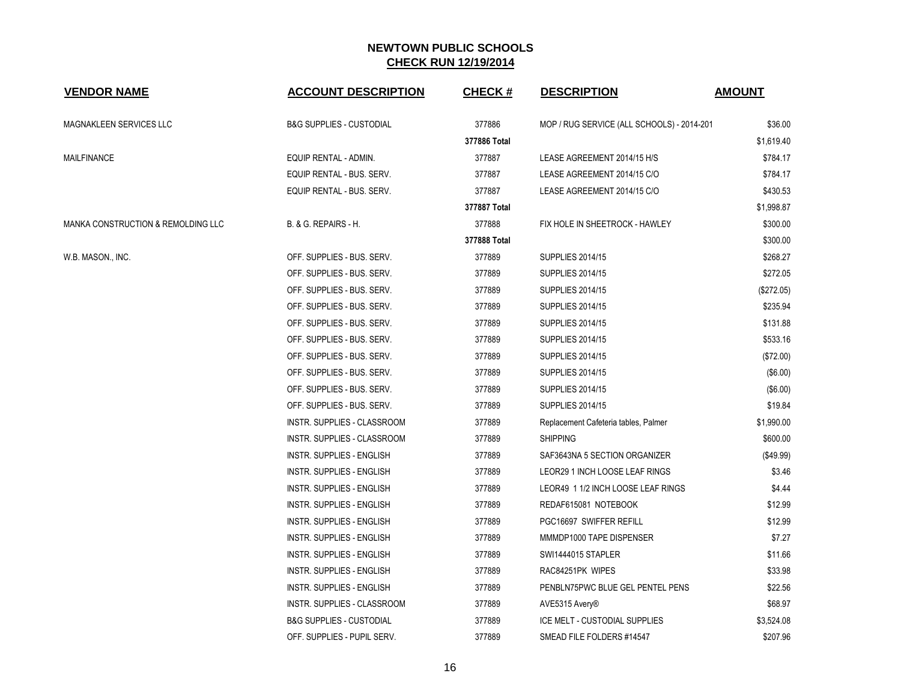# NEWTOWN PUBLIC SCHOOLS

## CHECK RUN 12/19/2014

| VENDOR NAME | ACCOUNT DESCRIPTION | CHECK # | DESCRIPTION | AMOUNT |
|---|---|---|---|---|
| MAGNAKLEEN SERVICES LLC | B&G SUPPLIES - CUSTODIAL | 377886 | MOP / RUG SERVICE (ALL SCHOOLS) - 2014-201 | $36.00 |
| | | 377886 Total | | $1,619.40 |
| MAILFINANCE | EQUIP RENTAL - ADMIN. | 377887 | LEASE AGREEMENT 2014/15 H/S | $784.17 |
| | EQUIP RENTAL - BUS. SERV. | 377887 | LEASE AGREEMENT 2014/15 C/O | $784.17 |
| | EQUIP RENTAL - BUS. SERV. | 377887 | LEASE AGREEMENT 2014/15 C/O | $430.53 |
| | | 377887 Total | | $1,998.87 |
| MANKA CONSTRUCTION & REMOLDING LLC | B. & G. REPAIRS - H. | 377888 | FIX HOLE IN SHEETROCK - HAWLEY | $300.00 |
| | | 377888 Total | | $300.00 |
| W.B. MASON., INC. | OFF. SUPPLIES - BUS. SERV. | 377889 | SUPPLIES 2014/15 | $268.27 |
| | OFF. SUPPLIES - BUS. SERV. | 377889 | SUPPLIES 2014/15 | $272.05 |
| | OFF. SUPPLIES - BUS. SERV. | 377889 | SUPPLIES 2014/15 | ($272.05) |
| | OFF. SUPPLIES - BUS. SERV. | 377889 | SUPPLIES 2014/15 | $235.94 |
| | OFF. SUPPLIES - BUS. SERV. | 377889 | SUPPLIES 2014/15 | $131.88 |
| | OFF. SUPPLIES - BUS. SERV. | 377889 | SUPPLIES 2014/15 | $533.16 |
| | OFF. SUPPLIES - BUS. SERV. | 377889 | SUPPLIES 2014/15 | ($72.00) |
| | OFF. SUPPLIES - BUS. SERV. | 377889 | SUPPLIES 2014/15 | ($6.00) |
| | OFF. SUPPLIES - BUS. SERV. | 377889 | SUPPLIES 2014/15 | ($6.00) |
| | OFF. SUPPLIES - BUS. SERV. | 377889 | SUPPLIES 2014/15 | $19.84 |
| | INSTR. SUPPLIES - CLASSROOM | 377889 | Replacement Cafeteria tables, Palmer | $1,990.00 |
| | INSTR. SUPPLIES - CLASSROOM | 377889 | SHIPPING | $600.00 |
| | INSTR. SUPPLIES - ENGLISH | 377889 | SAF3643NA 5 SECTION ORGANIZER | ($49.99) |
| | INSTR. SUPPLIES - ENGLISH | 377889 | LEOR29 1 INCH LOOSE LEAF RINGS | $3.46 |
| | INSTR. SUPPLIES - ENGLISH | 377889 | LEOR49 1 1/2 INCH LOOSE LEAF RINGS | $4.44 |
| | INSTR. SUPPLIES - ENGLISH | 377889 | REDAF615081 NOTEBOOK | $12.99 |
| | INSTR. SUPPLIES - ENGLISH | 377889 | PGC16697 SWIFFER REFILL | $12.99 |
| | INSTR. SUPPLIES - ENGLISH | 377889 | MMMDP1000 TAPE DISPENSER | $7.27 |
| | INSTR. SUPPLIES - ENGLISH | 377889 | SWI1444015 STAPLER | $11.66 |
| | INSTR. SUPPLIES - ENGLISH | 377889 | RAC84251PK WIPES | $33.98 |
| | INSTR. SUPPLIES - ENGLISH | 377889 | PENBLN75PWC BLUE GEL PENTEL PENS | $22.56 |
| | INSTR. SUPPLIES - CLASSROOM | 377889 | AVE5315 Avery® | $68.97 |
| | B&G SUPPLIES - CUSTODIAL | 377889 | ICE MELT - CUSTODIAL SUPPLIES | $3,524.08 |
| | OFF. SUPPLIES - PUPIL SERV. | 377889 | SMEAD FILE FOLDERS #14547 | $207.96 |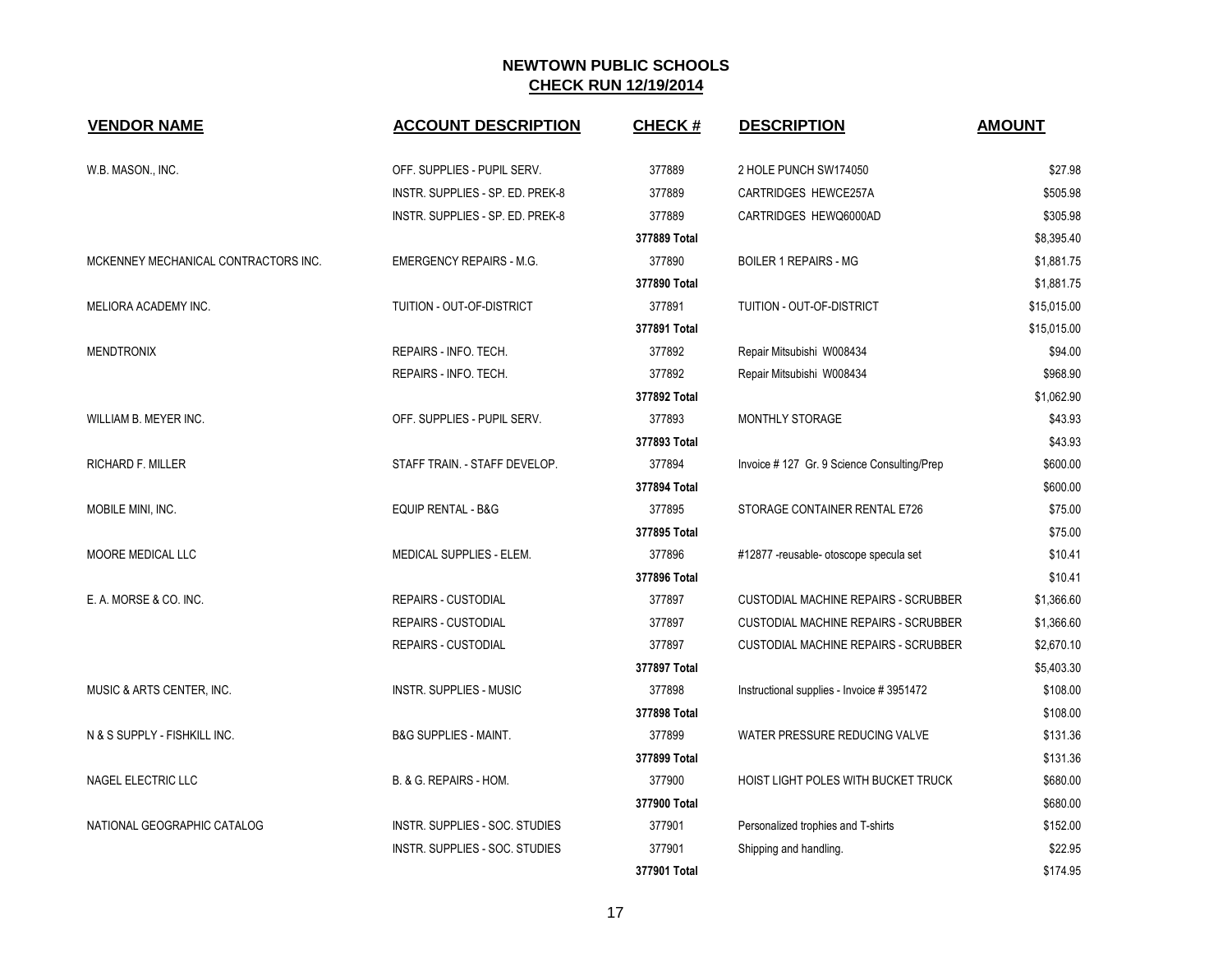# NEWTOWN PUBLIC SCHOOLS

## CHECK RUN 12/19/2014

| VENDOR NAME | ACCOUNT DESCRIPTION | CHECK # | DESCRIPTION | AMOUNT |
|---|---|---|---|---|
| W.B. MASON., INC. | OFF. SUPPLIES - PUPIL SERV. | 377889 | 2 HOLE PUNCH SW174050 | $27.98 |
| | INSTR. SUPPLIES - SP. ED. PREK-8 | 377889 | CARTRIDGES HEWCE257A | $505.98 |
| | INSTR. SUPPLIES - SP. ED. PREK-8 | 377889 | CARTRIDGES HEWQ6000AD | $305.98 |
| | | **377889 Total** | | $8,395.40 |
| MCKENNEY MECHANICAL CONTRACTORS INC. | EMERGENCY REPAIRS - M.G. | 377890 | BOILER 1 REPAIRS - MG | $1,881.75 |
| | | **377890 Total** | | $1,881.75 |
| MELIORA ACADEMY INC. | TUITION - OUT-OF-DISTRICT | 377891 | TUITION - OUT-OF-DISTRICT | $15,015.00 |
| | | **377891 Total** | | $15,015.00 |
| MENDTRONIX | REPAIRS - INFO. TECH. | 377892 | Repair Mitsubishi W008434 | $94.00 |
| | REPAIRS - INFO. TECH. | 377892 | Repair Mitsubishi W008434 | $968.90 |
| | | **377892 Total** | | $1,062.90 |
| WILLIAM B. MEYER INC. | OFF. SUPPLIES - PUPIL SERV. | 377893 | MONTHLY STORAGE | $43.93 |
| | | **377893 Total** | | $43.93 |
| RICHARD F. MILLER | STAFF TRAIN. - STAFF DEVELOP. | 377894 | Invoice # 127 Gr. 9 Science Consulting/Prep | $600.00 |
| | | **377894 Total** | | $600.00 |
| MOBILE MINI, INC. | EQUIP RENTAL - B&G | 377895 | STORAGE CONTAINER RENTAL E726 | $75.00 |
| | | **377895 Total** | | $75.00 |
| MOORE MEDICAL LLC | MEDICAL SUPPLIES - ELEM. | 377896 | #12877 -reusable- otoscope specula set | $10.41 |
| | | **377896 Total** | | $10.41 |
| E. A. MORSE & CO. INC. | REPAIRS - CUSTODIAL | 377897 | CUSTODIAL MACHINE REPAIRS - SCRUBBER | $1,366.60 |
| | REPAIRS - CUSTODIAL | 377897 | CUSTODIAL MACHINE REPAIRS - SCRUBBER | $1,366.60 |
| | REPAIRS - CUSTODIAL | 377897 | CUSTODIAL MACHINE REPAIRS - SCRUBBER | $2,670.10 |
| | | **377897 Total** | | $5,403.30 |
| MUSIC & ARTS CENTER, INC. | INSTR. SUPPLIES - MUSIC | 377898 | Instructional supplies - Invoice # 3951472 | $108.00 |
| | | **377898 Total** | | $108.00 |
| N & S SUPPLY - FISHKILL INC. | B&G SUPPLIES - MAINT. | 377899 | WATER PRESSURE REDUCING VALVE | $131.36 |
| | | **377899 Total** | | $131.36 |
| NAGEL ELECTRIC LLC | B. & G. REPAIRS - HOM. | 377900 | HOIST LIGHT POLES WITH BUCKET TRUCK | $680.00 |
| | | **377900 Total** | | $680.00 |
| NATIONAL GEOGRAPHIC CATALOG | INSTR. SUPPLIES - SOC. STUDIES | 377901 | Personalized trophies and T-shirts | $152.00 |
| | INSTR. SUPPLIES - SOC. STUDIES | 377901 | Shipping and handling. | $22.95 |
| | | **377901 Total** | | $174.95 |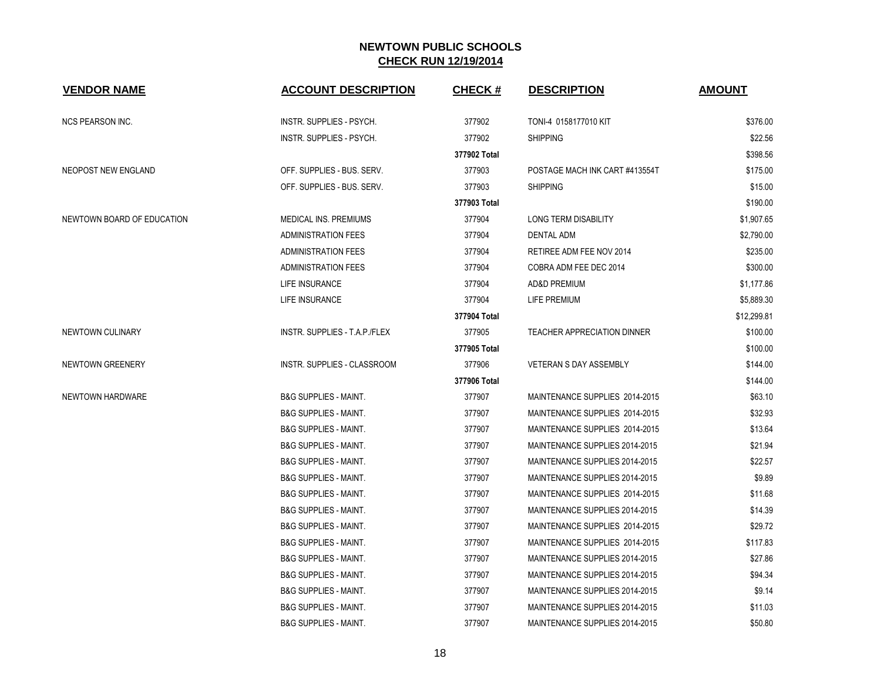# NEWTOWN PUBLIC SCHOOLS

## CHECK RUN 12/19/2014

| VENDOR NAME | ACCOUNT DESCRIPTION | CHECK # | DESCRIPTION | AMOUNT |
|---|---|---|---|---|
| NCS PEARSON INC. | INSTR. SUPPLIES - PSYCH. | 377902 | TONI-4 0158177010 KIT | $376.00 |
| | INSTR. SUPPLIES - PSYCH. | 377902 | SHIPPING | $22.56 |
| | | 377902 Total | | $398.56 |
| NEOPOST NEW ENGLAND | OFF. SUPPLIES - BUS. SERV. | 377903 | POSTAGE MACH INK CART #413554T | $175.00 |
| | OFF. SUPPLIES - BUS. SERV. | 377903 | SHIPPING | $15.00 |
| | | 377903 Total | | $190.00 |
| NEWTOWN BOARD OF EDUCATION | MEDICAL INS. PREMIUMS | 377904 | LONG TERM DISABILITY | $1,907.65 |
| | ADMINISTRATION FEES | 377904 | DENTAL ADM | $2,790.00 |
| | ADMINISTRATION FEES | 377904 | RETIREE ADM FEE NOV 2014 | $235.00 |
| | ADMINISTRATION FEES | 377904 | COBRA ADM FEE DEC 2014 | $300.00 |
| | LIFE INSURANCE | 377904 | AD&D PREMIUM | $1,177.86 |
| | LIFE INSURANCE | 377904 | LIFE PREMIUM | $5,889.30 |
| | | 377904 Total | | $12,299.81 |
| NEWTOWN CULINARY | INSTR. SUPPLIES - T.A.P./FLEX | 377905 | TEACHER APPRECIATION DINNER | $100.00 |
| | | 377905 Total | | $100.00 |
| NEWTOWN GREENERY | INSTR. SUPPLIES - CLASSROOM | 377906 | VETERAN S DAY ASSEMBLY | $144.00 |
| | | 377906 Total | | $144.00 |
| NEWTOWN HARDWARE | B&G SUPPLIES - MAINT. | 377907 | MAINTENANCE SUPPLIES 2014-2015 | $63.10 |
| | B&G SUPPLIES - MAINT. | 377907 | MAINTENANCE SUPPLIES 2014-2015 | $32.93 |
| | B&G SUPPLIES - MAINT. | 377907 | MAINTENANCE SUPPLIES 2014-2015 | $13.64 |
| | B&G SUPPLIES - MAINT. | 377907 | MAINTENANCE SUPPLIES 2014-2015 | $21.94 |
| | B&G SUPPLIES - MAINT. | 377907 | MAINTENANCE SUPPLIES 2014-2015 | $22.57 |
| | B&G SUPPLIES - MAINT. | 377907 | MAINTENANCE SUPPLIES 2014-2015 | $9.89 |
| | B&G SUPPLIES - MAINT. | 377907 | MAINTENANCE SUPPLIES 2014-2015 | $11.68 |
| | B&G SUPPLIES - MAINT. | 377907 | MAINTENANCE SUPPLIES 2014-2015 | $14.39 |
| | B&G SUPPLIES - MAINT. | 377907 | MAINTENANCE SUPPLIES 2014-2015 | $29.72 |
| | B&G SUPPLIES - MAINT. | 377907 | MAINTENANCE SUPPLIES 2014-2015 | $117.83 |
| | B&G SUPPLIES - MAINT. | 377907 | MAINTENANCE SUPPLIES 2014-2015 | $27.86 |
| | B&G SUPPLIES - MAINT. | 377907 | MAINTENANCE SUPPLIES 2014-2015 | $94.34 |
| | B&G SUPPLIES - MAINT. | 377907 | MAINTENANCE SUPPLIES 2014-2015 | $9.14 |
| | B&G SUPPLIES - MAINT. | 377907 | MAINTENANCE SUPPLIES 2014-2015 | $11.03 |
| | B&G SUPPLIES - MAINT. | 377907 | MAINTENANCE SUPPLIES 2014-2015 | $50.80 |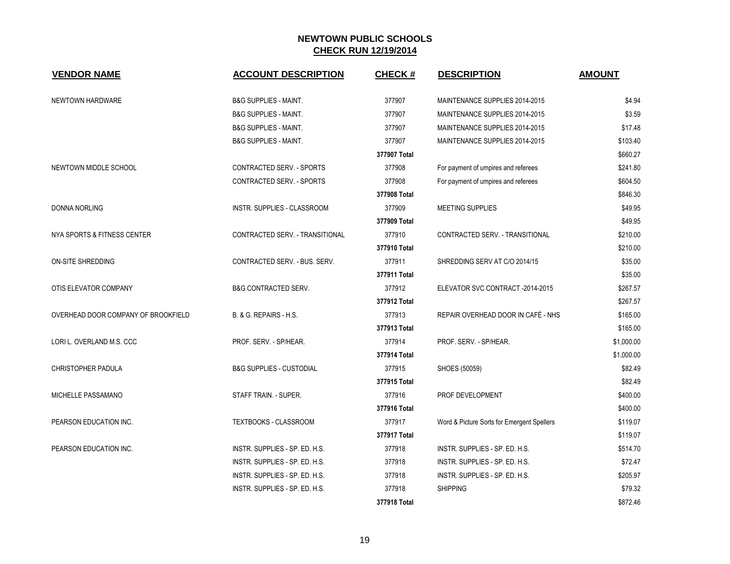# NEWTOWN PUBLIC SCHOOLS

## CHECK RUN 12/19/2014

| VENDOR NAME | ACCOUNT DESCRIPTION | CHECK # | DESCRIPTION | AMOUNT |
|---|---|---|---|---|
| NEWTOWN HARDWARE | B&G SUPPLIES - MAINT. | 377907 | MAINTENANCE SUPPLIES 2014-2015 | $4.94 |
| | B&G SUPPLIES - MAINT. | 377907 | MAINTENANCE SUPPLIES 2014-2015 | $3.59 |
| | B&G SUPPLIES - MAINT. | 377907 | MAINTENANCE SUPPLIES 2014-2015 | $17.48 |
| | B&G SUPPLIES - MAINT. | 377907 | MAINTENANCE SUPPLIES 2014-2015 | $103.40 |
| | | **377907 Total** | | $660.27 |
| NEWTOWN MIDDLE SCHOOL | CONTRACTED SERV. - SPORTS | 377908 | For payment of umpires and referees | $241.80 |
| | CONTRACTED SERV. - SPORTS | 377908 | For payment of umpires and referees | $604.50 |
| | | **377908 Total** | | $846.30 |
| DONNA NORLING | INSTR. SUPPLIES - CLASSROOM | 377909 | MEETING SUPPLIES | $49.95 |
| | | **377909 Total** | | $49.95 |
| NYA SPORTS & FITNESS CENTER | CONTRACTED SERV. - TRANSITIONAL | 377910 | CONTRACTED SERV. - TRANSITIONAL | $210.00 |
| | | **377910 Total** | | $210.00 |
| ON-SITE SHREDDING | CONTRACTED SERV. - BUS. SERV. | 377911 | SHREDDING SERV AT C/O 2014/15 | $35.00 |
| | | **377911 Total** | | $35.00 |
| OTIS ELEVATOR COMPANY | B&G CONTRACTED SERV. | 377912 | ELEVATOR SVC CONTRACT -2014-2015 | $267.57 |
| | | **377912 Total** | | $267.57 |
| OVERHEAD DOOR COMPANY OF BROOKFIELD | B. & G. REPAIRS - H.S. | 377913 | REPAIR OVERHEAD DOOR IN CAFÉ - NHS | $165.00 |
| | | **377913 Total** | | $165.00 |
| LORI L. OVERLAND M.S. CCC | PROF. SERV. - SP/HEAR. | 377914 | PROF. SERV. - SP/HEAR. | $1,000.00 |
| | | **377914 Total** | | $1,000.00 |
| CHRISTOPHER PADULA | B&G SUPPLIES - CUSTODIAL | 377915 | SHOES (50059) | $82.49 |
| | | **377915 Total** | | $82.49 |
| MICHELLE PASSAMANO | STAFF TRAIN. - SUPER. | 377916 | PROF DEVELOPMENT | $400.00 |
| | | **377916 Total** | | $400.00 |
| PEARSON EDUCATION INC. | TEXTBOOKS - CLASSROOM | 377917 | Word & Picture Sorts for Emergent Spellers | $119.07 |
| | | **377917 Total** | | $119.07 |
| PEARSON EDUCATION INC. | INSTR. SUPPLIES - SP. ED. H.S. | 377918 | INSTR. SUPPLIES - SP. ED. H.S. | $514.70 |
| | INSTR. SUPPLIES - SP. ED. H.S. | 377918 | INSTR. SUPPLIES - SP. ED. H.S. | $72.47 |
| | INSTR. SUPPLIES - SP. ED. H.S. | 377918 | INSTR. SUPPLIES - SP. ED. H.S. | $205.97 |
| | INSTR. SUPPLIES - SP. ED. H.S. | 377918 | SHIPPING | $79.32 |
| | | **377918 Total** | | $872.46 |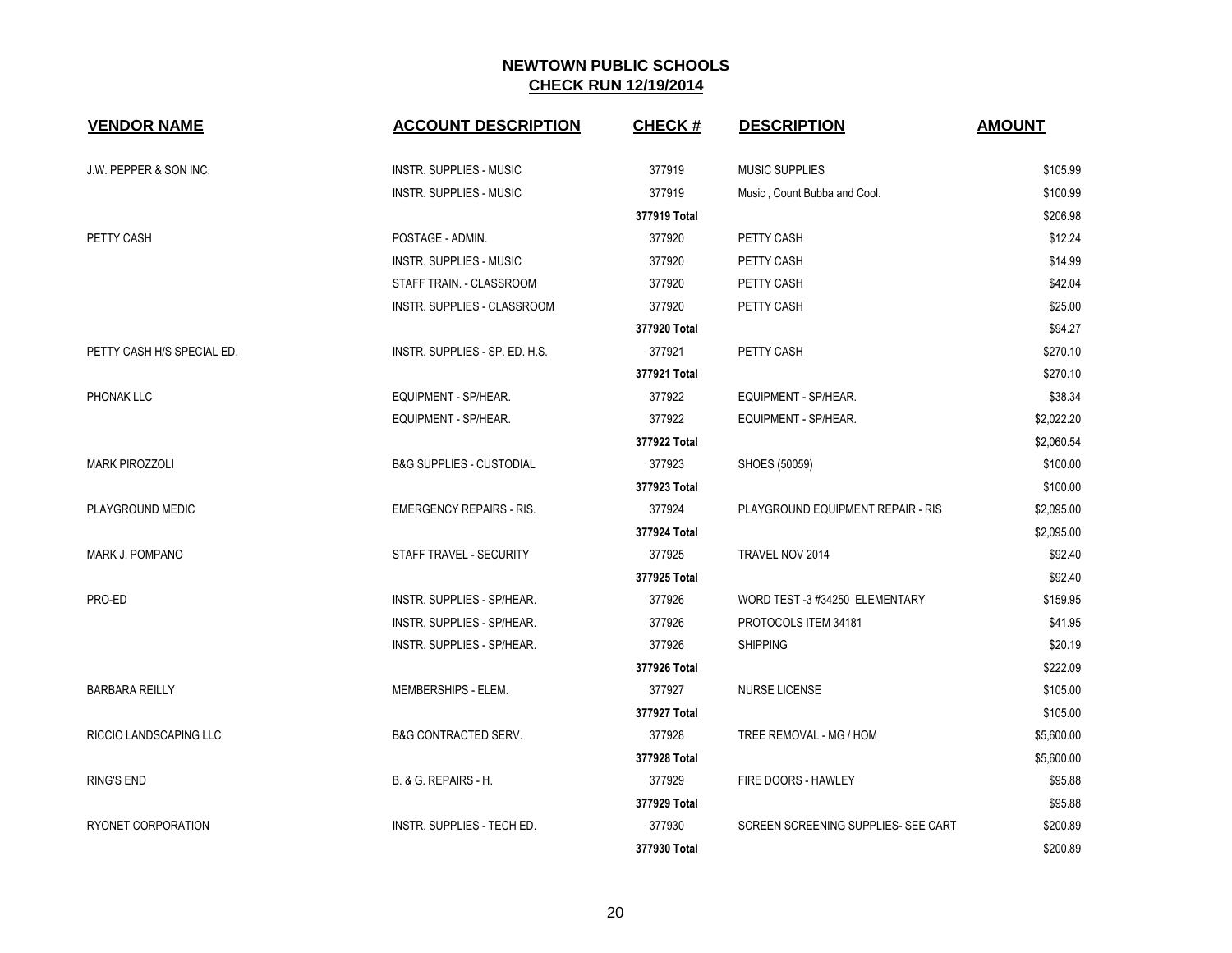# NEWTOWN PUBLIC SCHOOLS

## CHECK RUN 12/19/2014

| VENDOR NAME | ACCOUNT DESCRIPTION | CHECK # | DESCRIPTION | AMOUNT |
|---|---|---|---|---|
| J.W. PEPPER & SON INC. | INSTR. SUPPLIES - MUSIC | 377919 | MUSIC SUPPLIES | $105.99 |
| | INSTR. SUPPLIES - MUSIC | 377919 | Music , Count Bubba and Cool. | $100.99 |
| | | **377919 Total** | | $206.98 |
| PETTY CASH | POSTAGE - ADMIN. | 377920 | PETTY CASH | $12.24 |
| | INSTR. SUPPLIES - MUSIC | 377920 | PETTY CASH | $14.99 |
| | STAFF TRAIN. - CLASSROOM | 377920 | PETTY CASH | $42.04 |
| | INSTR. SUPPLIES - CLASSROOM | 377920 | PETTY CASH | $25.00 |
| | | **377920 Total** | | $94.27 |
| PETTY CASH H/S SPECIAL ED. | INSTR. SUPPLIES - SP. ED. H.S. | 377921 | PETTY CASH | $270.10 |
| | | **377921 Total** | | $270.10 |
| PHONAK LLC | EQUIPMENT - SP/HEAR. | 377922 | EQUIPMENT - SP/HEAR. | $38.34 |
| | EQUIPMENT - SP/HEAR. | 377922 | EQUIPMENT - SP/HEAR. | $2,022.20 |
| | | **377922 Total** | | $2,060.54 |
| MARK PIROZZOLI | B&G SUPPLIES - CUSTODIAL | 377923 | SHOES (50059) | $100.00 |
| | | **377923 Total** | | $100.00 |
| PLAYGROUND MEDIC | EMERGENCY REPAIRS - RIS. | 377924 | PLAYGROUND EQUIPMENT REPAIR - RIS | $2,095.00 |
| | | **377924 Total** | | $2,095.00 |
| MARK J. POMPANO | STAFF TRAVEL - SECURITY | 377925 | TRAVEL NOV 2014 | $92.40 |
| | | **377925 Total** | | $92.40 |
| PRO-ED | INSTR. SUPPLIES - SP/HEAR. | 377926 | WORD TEST -3 #34250 ELEMENTARY | $159.95 |
| | INSTR. SUPPLIES - SP/HEAR. | 377926 | PROTOCOLS ITEM 34181 | $41.95 |
| | INSTR. SUPPLIES - SP/HEAR. | 377926 | SHIPPING | $20.19 |
| | | **377926 Total** | | $222.09 |
| BARBARA REILLY | MEMBERSHIPS - ELEM. | 377927 | NURSE LICENSE | $105.00 |
| | | **377927 Total** | | $105.00 |
| RICCIO LANDSCAPING LLC | B&G CONTRACTED SERV. | 377928 | TREE REMOVAL - MG / HOM | $5,600.00 |
| | | **377928 Total** | | $5,600.00 |
| RING'S END | B. & G. REPAIRS - H. | 377929 | FIRE DOORS - HAWLEY | $95.88 |
| | | **377929 Total** | | $95.88 |
| RYONET CORPORATION | INSTR. SUPPLIES - TECH ED. | 377930 | SCREEN SCREENING SUPPLIES- SEE CART | $200.89 |
| | | **377930 Total** | | $200.89 |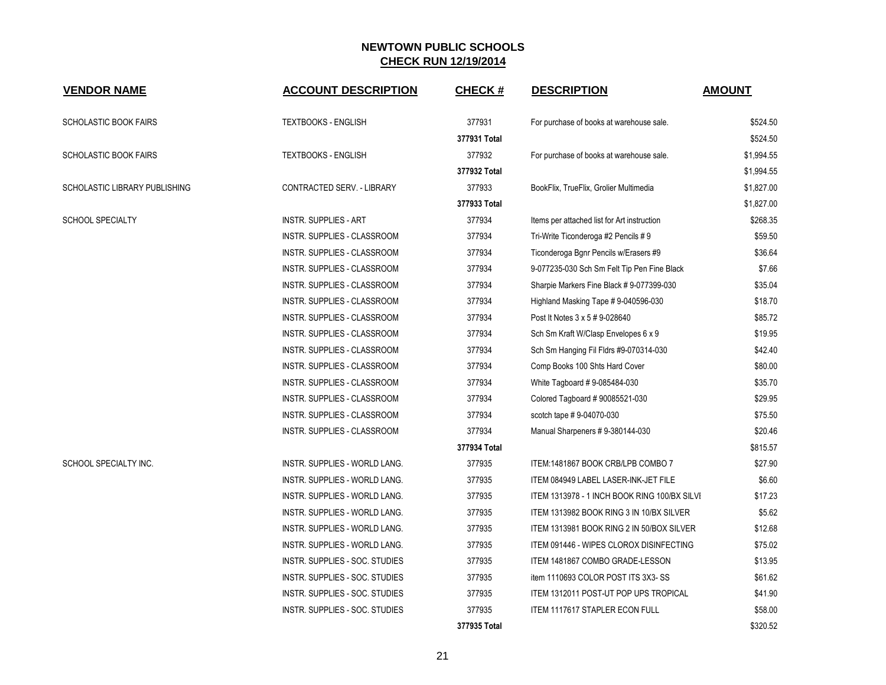# NEWTOWN PUBLIC SCHOOLS

## CHECK RUN 12/19/2014

| VENDOR NAME | ACCOUNT DESCRIPTION | CHECK # | DESCRIPTION | AMOUNT |
|---|---|---|---|---|
| SCHOLASTIC BOOK FAIRS | TEXTBOOKS - ENGLISH | 377931 | For purchase of books at warehouse sale. | $524.50 |
| | | 377931 Total | | $524.50 |
| SCHOLASTIC BOOK FAIRS | TEXTBOOKS - ENGLISH | 377932 | For purchase of books at warehouse sale. | $1,994.55 |
| | | 377932 Total | | $1,994.55 |
| SCHOLASTIC LIBRARY PUBLISHING | CONTRACTED SERV. - LIBRARY | 377933 | BookFlix, TrueFlix, Grolier Multimedia | $1,827.00 |
| | | 377933 Total | | $1,827.00 |
| SCHOOL SPECIALTY | INSTR. SUPPLIES - ART | 377934 | Items per attached list for Art instruction | $268.35 |
| | INSTR. SUPPLIES - CLASSROOM | 377934 | Tri-Write Ticonderoga #2 Pencils # 9 | $59.50 |
| | INSTR. SUPPLIES - CLASSROOM | 377934 | Ticonderoga Bgnr Pencils w/Erasers #9 | $36.64 |
| | INSTR. SUPPLIES - CLASSROOM | 377934 | 9-077235-030 Sch Sm Felt Tip Pen Fine Black | $7.66 |
| | INSTR. SUPPLIES - CLASSROOM | 377934 | Sharpie Markers Fine Black # 9-077399-030 | $35.04 |
| | INSTR. SUPPLIES - CLASSROOM | 377934 | Highland Masking Tape # 9-040596-030 | $18.70 |
| | INSTR. SUPPLIES - CLASSROOM | 377934 | Post It Notes 3 x 5 # 9-028640 | $85.72 |
| | INSTR. SUPPLIES - CLASSROOM | 377934 | Sch Sm Kraft W/Clasp Envelopes 6 x 9 | $19.95 |
| | INSTR. SUPPLIES - CLASSROOM | 377934 | Sch Sm Hanging Fil Fldrs #9-070314-030 | $42.40 |
| | INSTR. SUPPLIES - CLASSROOM | 377934 | Comp Books 100 Shts Hard Cover | $80.00 |
| | INSTR. SUPPLIES - CLASSROOM | 377934 | White Tagboard # 9-085484-030 | $35.70 |
| | INSTR. SUPPLIES - CLASSROOM | 377934 | Colored Tagboard # 90085521-030 | $29.95 |
| | INSTR. SUPPLIES - CLASSROOM | 377934 | scotch tape # 9-04070-030 | $75.50 |
| | INSTR. SUPPLIES - CLASSROOM | 377934 | Manual Sharpeners # 9-380144-030 | $20.46 |
| | | 377934 Total | | $815.57 |
| SCHOOL SPECIALTY INC. | INSTR. SUPPLIES - WORLD LANG. | 377935 | ITEM:1481867 BOOK CRB/LPB COMBO 7 | $27.90 |
| | INSTR. SUPPLIES - WORLD LANG. | 377935 | ITEM 084949 LABEL LASER-INK-JET FILE | $6.60 |
| | INSTR. SUPPLIES - WORLD LANG. | 377935 | ITEM 1313978 - 1 INCH BOOK RING 100/BX SILVI | $17.23 |
| | INSTR. SUPPLIES - WORLD LANG. | 377935 | ITEM 1313982 BOOK RING 3 IN 10/BX SILVER | $5.62 |
| | INSTR. SUPPLIES - WORLD LANG. | 377935 | ITEM 1313981 BOOK RING 2 IN 50/BOX SILVER | $12.68 |
| | INSTR. SUPPLIES - WORLD LANG. | 377935 | ITEM 091446 - WIPES CLOROX DISINFECTING | $75.02 |
| | INSTR. SUPPLIES - SOC. STUDIES | 377935 | ITEM 1481867 COMBO GRADE-LESSON | $13.95 |
| | INSTR. SUPPLIES - SOC. STUDIES | 377935 | item 1110693 COLOR POST ITS 3X3- SS | $61.62 |
| | INSTR. SUPPLIES - SOC. STUDIES | 377935 | ITEM 1312011 POST-UT POP UPS TROPICAL | $41.90 |
| | INSTR. SUPPLIES - SOC. STUDIES | 377935 | ITEM 1117617 STAPLER ECON FULL | $58.00 |
| | | 377935 Total | | $320.52 |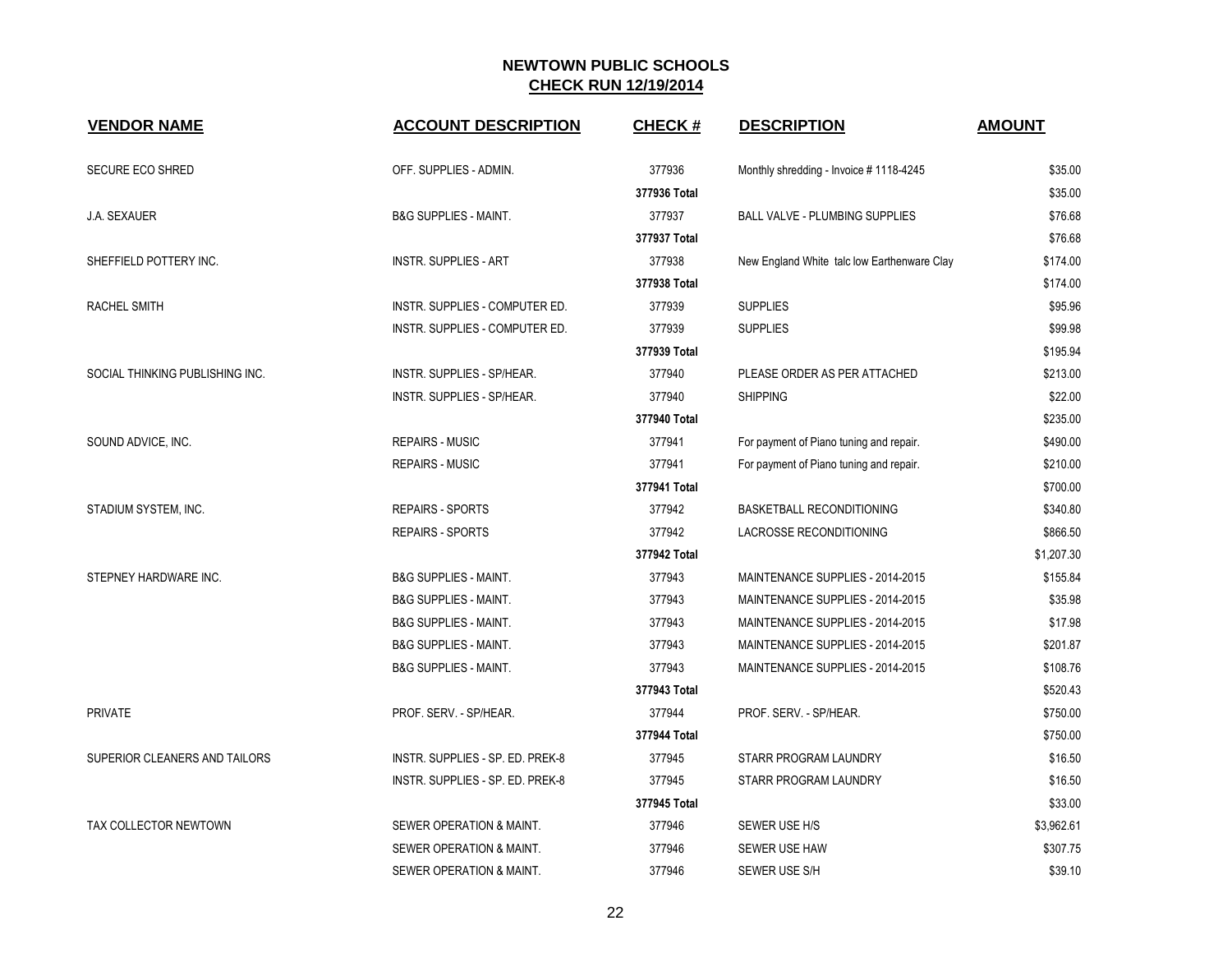## NEWTOWN PUBLIC SCHOOLS
### CHECK RUN 12/19/2014

| VENDOR NAME | ACCOUNT DESCRIPTION | CHECK # | DESCRIPTION | AMOUNT |
|---|---|---|---|---|
| SECURE ECO SHRED | OFF. SUPPLIES - ADMIN. | 377936 | Monthly shredding - Invoice # 1118-4245 | $35.00 |
| | | **377936 Total** | | $35.00 |
| J.A. SEXAUER | B&G SUPPLIES - MAINT. | 377937 | BALL VALVE - PLUMBING SUPPLIES | $76.68 |
| | | **377937 Total** | | $76.68 |
| SHEFFIELD POTTERY INC. | INSTR. SUPPLIES - ART | 377938 | New England White talc low Earthenware Clay | $174.00 |
| | | **377938 Total** | | $174.00 |
| RACHEL SMITH | INSTR. SUPPLIES - COMPUTER ED. | 377939 | SUPPLIES | $95.96 |
| | INSTR. SUPPLIES - COMPUTER ED. | 377939 | SUPPLIES | $99.98 |
| | | **377939 Total** | | $195.94 |
| SOCIAL THINKING PUBLISHING INC. | INSTR. SUPPLIES - SP/HEAR. | 377940 | PLEASE ORDER AS PER ATTACHED | $213.00 |
| | INSTR. SUPPLIES - SP/HEAR. | 377940 | SHIPPING | $22.00 |
| | | **377940 Total** | | $235.00 |
| SOUND ADVICE, INC. | REPAIRS - MUSIC | 377941 | For payment of Piano tuning and repair. | $490.00 |
| | REPAIRS - MUSIC | 377941 | For payment of Piano tuning and repair. | $210.00 |
| | | **377941 Total** | | $700.00 |
| STADIUM SYSTEM, INC. | REPAIRS - SPORTS | 377942 | BASKETBALL RECONDITIONING | $340.80 |
| | REPAIRS - SPORTS | 377942 | LACROSSE RECONDITIONING | $866.50 |
| | | **377942 Total** | | $1,207.30 |
| STEPNEY HARDWARE INC. | B&G SUPPLIES - MAINT. | 377943 | MAINTENANCE SUPPLIES - 2014-2015 | $155.84 |
| | B&G SUPPLIES - MAINT. | 377943 | MAINTENANCE SUPPLIES - 2014-2015 | $35.98 |
| | B&G SUPPLIES - MAINT. | 377943 | MAINTENANCE SUPPLIES - 2014-2015 | $17.98 |
| | B&G SUPPLIES - MAINT. | 377943 | MAINTENANCE SUPPLIES - 2014-2015 | $201.87 |
| | B&G SUPPLIES - MAINT. | 377943 | MAINTENANCE SUPPLIES - 2014-2015 | $108.76 |
| | | **377943 Total** | | $520.43 |
| PRIVATE | PROF. SERV. - SP/HEAR. | 377944 | PROF. SERV. - SP/HEAR. | $750.00 |
| | | **377944 Total** | | $750.00 |
| SUPERIOR CLEANERS AND TAILORS | INSTR. SUPPLIES - SP. ED. PREK-8 | 377945 | STARR PROGRAM LAUNDRY | $16.50 |
| | INSTR. SUPPLIES - SP. ED. PREK-8 | 377945 | STARR PROGRAM LAUNDRY | $16.50 |
| | | **377945 Total** | | $33.00 |
| TAX COLLECTOR NEWTOWN | SEWER OPERATION & MAINT. | 377946 | SEWER USE H/S | $3,962.61 |
| | SEWER OPERATION & MAINT. | 377946 | SEWER USE HAW | $307.75 |
| | SEWER OPERATION & MAINT. | 377946 | SEWER USE S/H | $39.10 |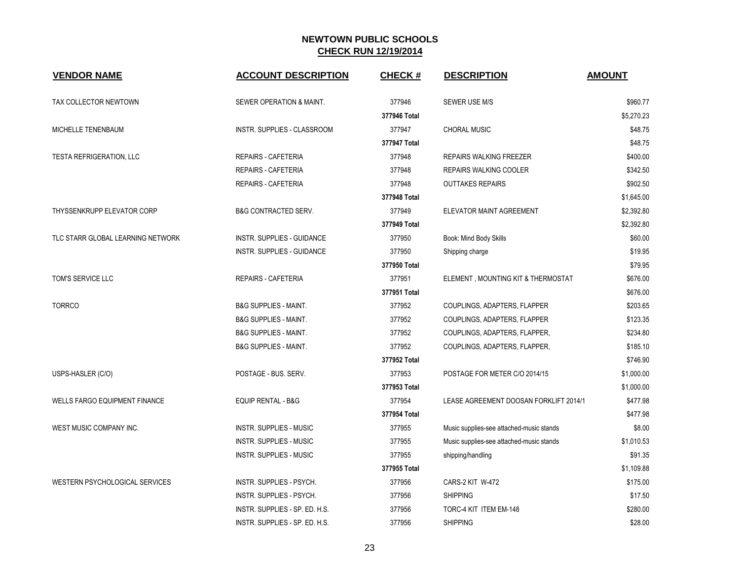# NEWTOWN PUBLIC SCHOOLS

## CHECK RUN 12/19/2014

| VENDOR NAME | ACCOUNT DESCRIPTION | CHECK # | DESCRIPTION | AMOUNT |
|---|---|---|---|---|
| TAX COLLECTOR NEWTOWN | SEWER OPERATION & MAINT. | 377946 | SEWER USE M/S | $960.77 |
| | | **377946 Total** | | $5,270.23 |
| MICHELLE TENENBAUM | INSTR. SUPPLIES - CLASSROOM | 377947 | CHORAL MUSIC | $48.75 |
| | | **377947 Total** | | $48.75 |
| TESTA REFRIGERATION, LLC | REPAIRS - CAFETERIA | 377948 | REPAIRS WALKING FREEZER | $400.00 |
| | REPAIRS - CAFETERIA | 377948 | REPAIRS WALKING COOLER | $342.50 |
| | REPAIRS - CAFETERIA | 377948 | OUTTAKES REPAIRS | $902.50 |
| | | **377948 Total** | | $1,645.00 |
| THYSSENKRUPP ELEVATOR CORP | B&G CONTRACTED SERV. | 377949 | ELEVATOR MAINT AGREEMENT | $2,392.80 |
| | | **377949 Total** | | $2,392.80 |
| TLC STARR GLOBAL LEARNING NETWORK | INSTR. SUPPLIES - GUIDANCE | 377950 | Book: Mind Body Skills | $60.00 |
| | INSTR. SUPPLIES - GUIDANCE | 377950 | Shipping charge | $19.95 |
| | | **377950 Total** | | $79.95 |
| TOM'S SERVICE LLC | REPAIRS - CAFETERIA | 377951 | ELEMENT , MOUNTING KIT & THERMOSTAT | $676.00 |
| | | **377951 Total** | | $676.00 |
| TORRCO | B&G SUPPLIES - MAINT. | 377952 | COUPLINGS, ADAPTERS, FLAPPER | $203.65 |
| | B&G SUPPLIES - MAINT. | 377952 | COUPLINGS, ADAPTERS, FLAPPER | $123.35 |
| | B&G SUPPLIES - MAINT. | 377952 | COUPLINGS, ADAPTERS, FLAPPER, | $234.80 |
| | B&G SUPPLIES - MAINT. | 377952 | COUPLINGS, ADAPTERS, FLAPPER, | $185.10 |
| | | **377952 Total** | | $746.90 |
| USPS-HASLER (C/O) | POSTAGE - BUS. SERV. | 377953 | POSTAGE FOR METER C/O 2014/15 | $1,000.00 |
| | | **377953 Total** | | $1,000.00 |
| WELLS FARGO EQUIPMENT FINANCE | EQUIP RENTAL - B&G | 377954 | LEASE AGREEMENT DOOSAN FORKLIFT 2014/1 | $477.98 |
| | | **377954 Total** | | $477.98 |
| WEST MUSIC COMPANY INC. | INSTR. SUPPLIES - MUSIC | 377955 | Music supplies-see attached-music stands | $8.00 |
| | INSTR. SUPPLIES - MUSIC | 377955 | Music supplies-see attached-music stands | $1,010.53 |
| | INSTR. SUPPLIES - MUSIC | 377955 | shipping/handling | $91.35 |
| | | **377955 Total** | | $1,109.88 |
| WESTERN PSYCHOLOGICAL SERVICES | INSTR. SUPPLIES - PSYCH. | 377956 | CARS-2 KIT W-472 | $175.00 |
| | INSTR. SUPPLIES - PSYCH. | 377956 | SHIPPING | $17.50 |
| | INSTR. SUPPLIES - SP. ED. H.S. | 377956 | TORC-4 KIT ITEM EM-148 | $280.00 |
| | INSTR. SUPPLIES - SP. ED. H.S. | 377956 | SHIPPING | $28.00 |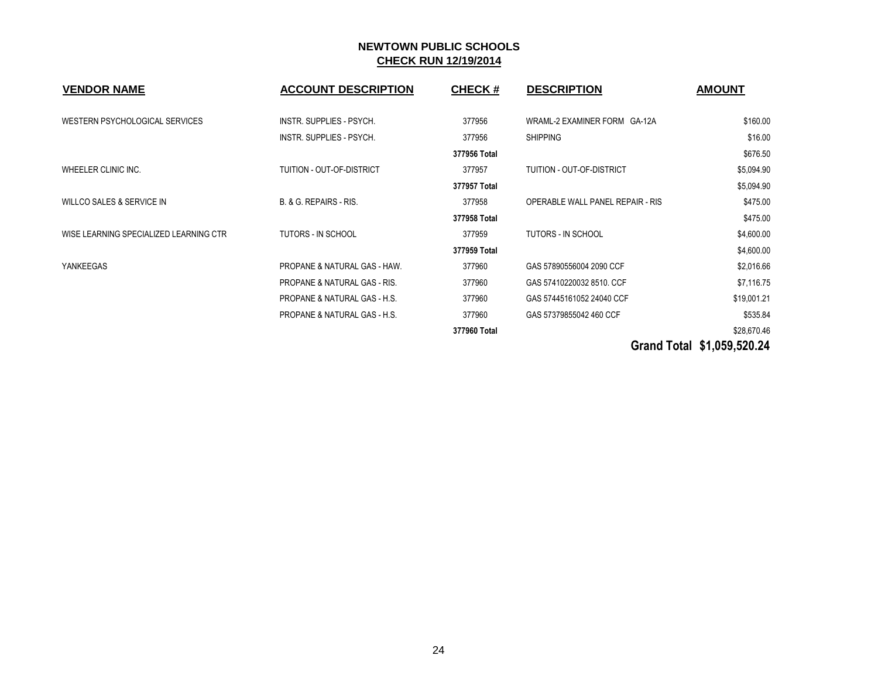## NEWTOWN PUBLIC SCHOOLS

### CHECK RUN 12/19/2014

| VENDOR NAME | ACCOUNT DESCRIPTION | CHECK # | DESCRIPTION | AMOUNT |
|---|---|---|---|---|
| WESTERN PSYCHOLOGICAL SERVICES | INSTR. SUPPLIES - PSYCH. | 377956 | WRAML-2 EXAMINER FORM GA-12A | $160.00 |
| | INSTR. SUPPLIES - PSYCH. | 377956 | SHIPPING | $16.00 |
| | | **377956 Total** | | $676.50 |
| WHEELER CLINIC INC. | TUITION - OUT-OF-DISTRICT | 377957 | TUITION - OUT-OF-DISTRICT | $5,094.90 |
| | | **377957 Total** | | $5,094.90 |
| WILLCO SALES & SERVICE IN | B. & G. REPAIRS - RIS. | 377958 | OPERABLE WALL PANEL REPAIR - RIS | $475.00 |
| | | **377958 Total** | | $475.00 |
| WISE LEARNING SPECIALIZED LEARNING CTR | TUTORS - IN SCHOOL | 377959 | TUTORS - IN SCHOOL | $4,600.00 |
| | | **377959 Total** | | $4,600.00 |
| YANKEEGAS | PROPANE & NATURAL GAS - HAW. | 377960 | GAS 57890556004 2090 CCF | $2,016.66 |
| | PROPANE & NATURAL GAS - RIS. | 377960 | GAS 57410220032 8510. CCF | $7,116.75 |
| | PROPANE & NATURAL GAS - H.S. | 377960 | GAS 57445161052 24040 CCF | $19,001.21 |
| | PROPANE & NATURAL GAS - H.S. | 377960 | GAS 57379855042 460 CCF | $535.84 |
| | | **377960 Total** | | $28,670.46 |
| | | | **Grand Total** | **$1,059,520.24** |